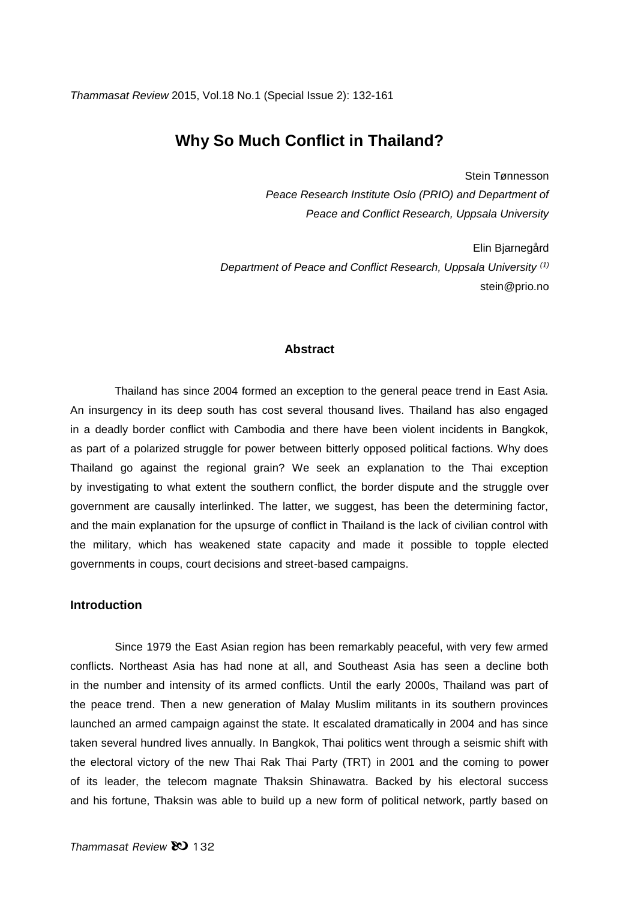# Why So Much Conflict in Thailand?

Stein Tønnesson
*Peace Research Institute Oslo (PRIO) and Department of Peace and Conflict Research, Uppsala University*

Elin Bjarnegård
*Department of Peace and Conflict Research, Uppsala University* [(1)]
stein@prio.no

### Abstract

Thailand has since 2004 formed an exception to the general peace trend in East Asia. An insurgency in its deep south has cost several thousand lives. Thailand has also engaged in a deadly border conflict with Cambodia and there have been violent incidents in Bangkok, as part of a polarized struggle for power between bitterly opposed political factions. Why does Thailand go against the regional grain? We seek an explanation to the Thai exception by investigating to what extent the southern conflict, the border dispute and the struggle over government are causally interlinked. The latter, we suggest, has been the determining factor, and the main explanation for the upsurge of conflict in Thailand is the lack of civilian control with the military, which has weakened state capacity and made it possible to topple elected governments in coups, court decisions and street-based campaigns.

## Introduction

Since 1979 the East Asian region has been remarkably peaceful, with very few armed conflicts. Northeast Asia has had none at all, and Southeast Asia has seen a decline both in the number and intensity of its armed conflicts. Until the early 2000s, Thailand was part of the peace trend. Then a new generation of Malay Muslim militants in its southern provinces launched an armed campaign against the state. It escalated dramatically in 2004 and has since taken several hundred lives annually. In Bangkok, Thai politics went through a seismic shift with the electoral victory of the new Thai Rak Thai Party (TRT) in 2001 and the coming to power of its leader, the telecom magnate Thaksin Shinawatra. Backed by his electoral success and his fortune, Thaksin was able to build up a new form of political network, partly based on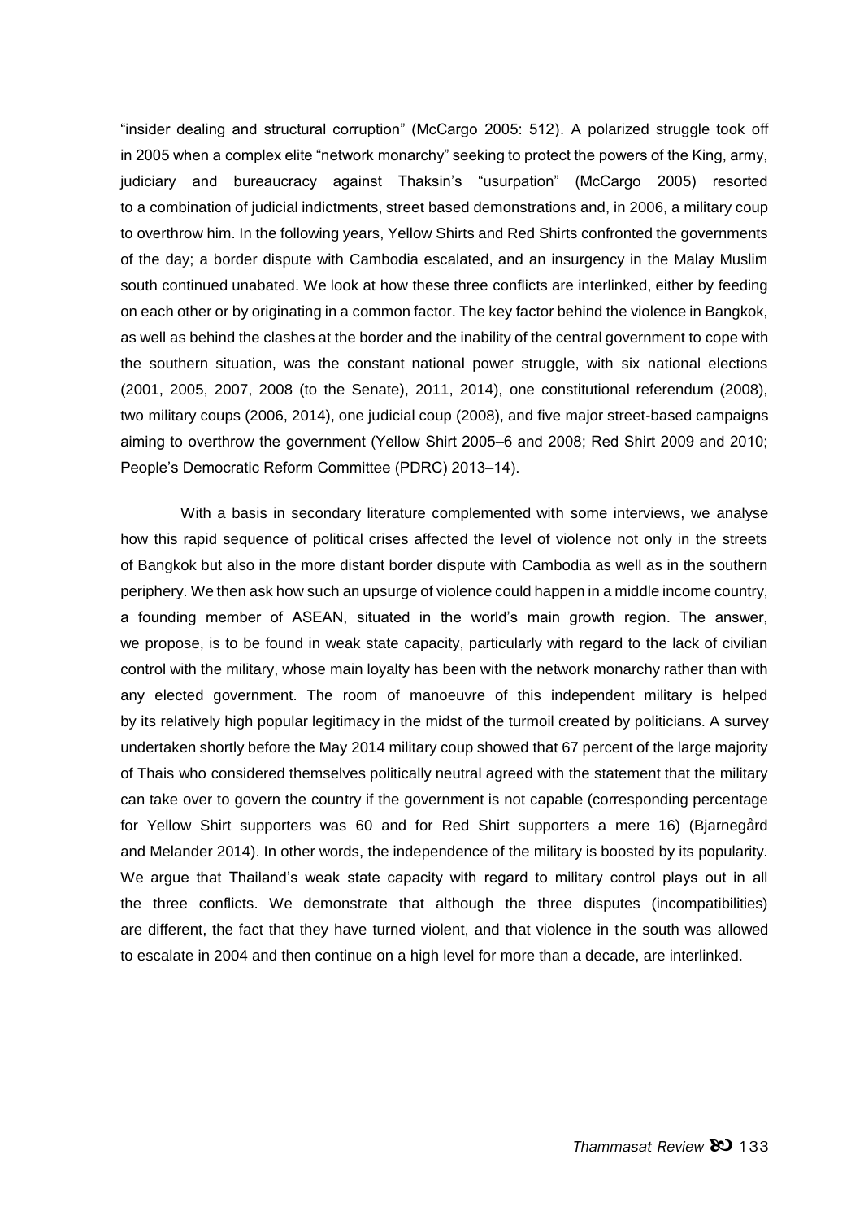"insider dealing and structural corruption" (McCargo 2005: 512). A polarized struggle took off in 2005 when a complex elite "network monarchy" seeking to protect the powers of the King, army, judiciary and bureaucracy against Thaksin's "usurpation" (McCargo 2005) resorted to a combination of judicial indictments, street based demonstrations and, in 2006, a military coup to overthrow him. In the following years, Yellow Shirts and Red Shirts confronted the governments of the day; a border dispute with Cambodia escalated, and an insurgency in the Malay Muslim south continued unabated. We look at how these three conflicts are interlinked, either by feeding on each other or by originating in a common factor. The key factor behind the violence in Bangkok, as well as behind the clashes at the border and the inability of the central government to cope with the southern situation, was the constant national power struggle, with six national elections (2001, 2005, 2007, 2008 (to the Senate), 2011, 2014), one constitutional referendum (2008), two military coups (2006, 2014), one judicial coup (2008), and five major street-based campaigns aiming to overthrow the government (Yellow Shirt 2005–6 and 2008; Red Shirt 2009 and 2010; People's Democratic Reform Committee (PDRC) 2013–14).

With a basis in secondary literature complemented with some interviews, we analyse how this rapid sequence of political crises affected the level of violence not only in the streets of Bangkok but also in the more distant border dispute with Cambodia as well as in the southern periphery. We then ask how such an upsurge of violence could happen in a middle income country, a founding member of ASEAN, situated in the world's main growth region. The answer, we propose, is to be found in weak state capacity, particularly with regard to the lack of civilian control with the military, whose main loyalty has been with the network monarchy rather than with any elected government. The room of manoeuvre of this independent military is helped by its relatively high popular legitimacy in the midst of the turmoil created by politicians. A survey undertaken shortly before the May 2014 military coup showed that 67 percent of the large majority of Thais who considered themselves politically neutral agreed with the statement that the military can take over to govern the country if the government is not capable (corresponding percentage for Yellow Shirt supporters was 60 and for Red Shirt supporters a mere 16) (Bjarnegård and Melander 2014). In other words, the independence of the military is boosted by its popularity. We argue that Thailand's weak state capacity with regard to military control plays out in all the three conflicts. We demonstrate that although the three disputes (incompatibilities) are different, the fact that they have turned violent, and that violence in the south was allowed to escalate in 2004 and then continue on a high level for more than a decade, are interlinked.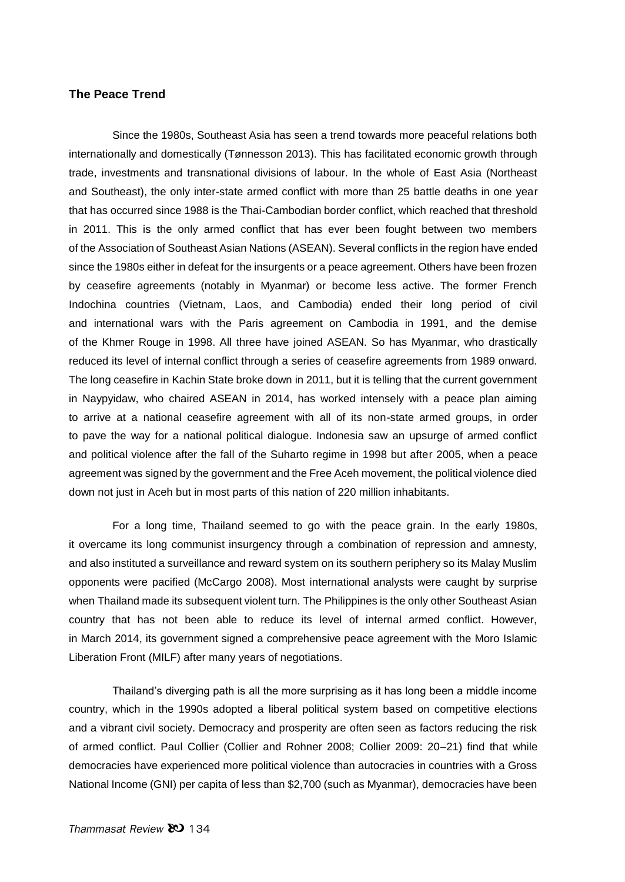## The Peace Trend

Since the 1980s, Southeast Asia has seen a trend towards more peaceful relations both internationally and domestically (Tønnesson 2013). This has facilitated economic growth through trade, investments and transnational divisions of labour. In the whole of East Asia (Northeast and Southeast), the only inter-state armed conflict with more than 25 battle deaths in one year that has occurred since 1988 is the Thai-Cambodian border conflict, which reached that threshold in 2011. This is the only armed conflict that has ever been fought between two members of the Association of Southeast Asian Nations (ASEAN). Several conflicts in the region have ended since the 1980s either in defeat for the insurgents or a peace agreement. Others have been frozen by ceasefire agreements (notably in Myanmar) or become less active. The former French Indochina countries (Vietnam, Laos, and Cambodia) ended their long period of civil and international wars with the Paris agreement on Cambodia in 1991, and the demise of the Khmer Rouge in 1998. All three have joined ASEAN. So has Myanmar, who drastically reduced its level of internal conflict through a series of ceasefire agreements from 1989 onward. The long ceasefire in Kachin State broke down in 2011, but it is telling that the current government in Naypyidaw, who chaired ASEAN in 2014, has worked intensely with a peace plan aiming to arrive at a national ceasefire agreement with all of its non-state armed groups, in order to pave the way for a national political dialogue. Indonesia saw an upsurge of armed conflict and political violence after the fall of the Suharto regime in 1998 but after 2005, when a peace agreement was signed by the government and the Free Aceh movement, the political violence died down not just in Aceh but in most parts of this nation of 220 million inhabitants.

For a long time, Thailand seemed to go with the peace grain. In the early 1980s, it overcame its long communist insurgency through a combination of repression and amnesty, and also instituted a surveillance and reward system on its southern periphery so its Malay Muslim opponents were pacified (McCargo 2008). Most international analysts were caught by surprise when Thailand made its subsequent violent turn. The Philippines is the only other Southeast Asian country that has not been able to reduce its level of internal armed conflict. However, in March 2014, its government signed a comprehensive peace agreement with the Moro Islamic Liberation Front (MILF) after many years of negotiations.

Thailand's diverging path is all the more surprising as it has long been a middle income country, which in the 1990s adopted a liberal political system based on competitive elections and a vibrant civil society. Democracy and prosperity are often seen as factors reducing the risk of armed conflict. Paul Collier (Collier and Rohner 2008; Collier 2009: 20–21) find that while democracies have experienced more political violence than autocracies in countries with a Gross National Income (GNI) per capita of less than $2,700 (such as Myanmar), democracies have been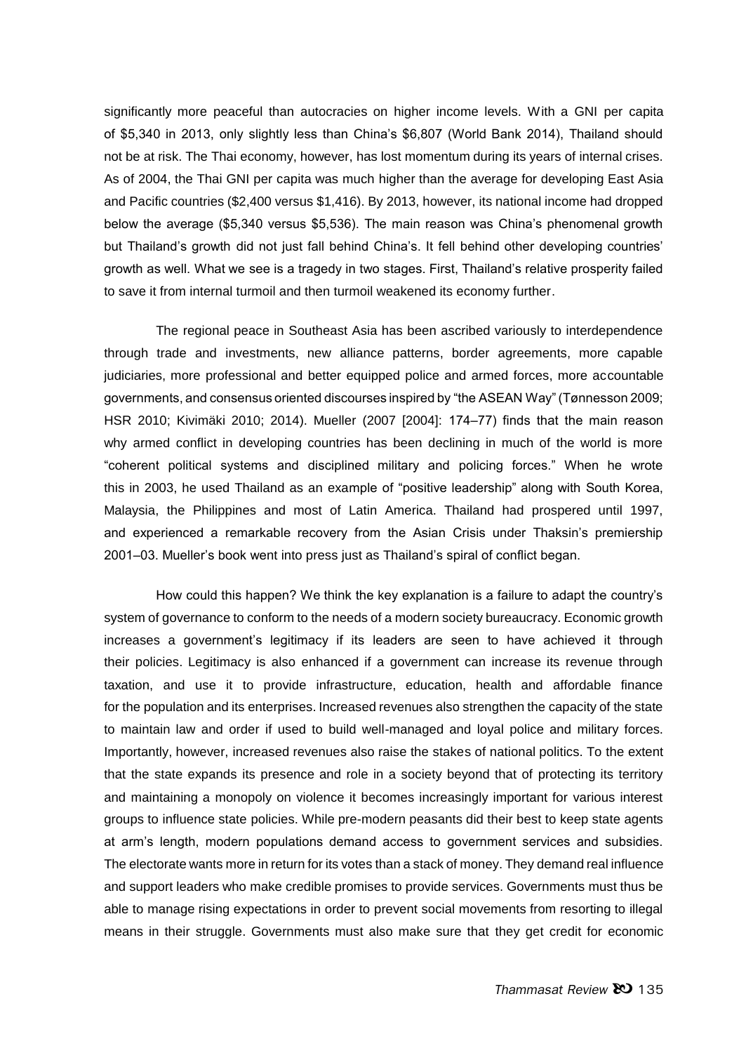significantly more peaceful than autocracies on higher income levels. With a GNI per capita of $5,340 in 2013, only slightly less than China's $6,807 (World Bank 2014), Thailand should not be at risk. The Thai economy, however, has lost momentum during its years of internal crises. As of 2004, the Thai GNI per capita was much higher than the average for developing East Asia and Pacific countries ($2,400 versus $1,416). By 2013, however, its national income had dropped below the average ($5,340 versus $5,536). The main reason was China's phenomenal growth but Thailand's growth did not just fall behind China's. It fell behind other developing countries' growth as well. What we see is a tragedy in two stages. First, Thailand's relative prosperity failed to save it from internal turmoil and then turmoil weakened its economy further.

The regional peace in Southeast Asia has been ascribed variously to interdependence through trade and investments, new alliance patterns, border agreements, more capable judiciaries, more professional and better equipped police and armed forces, more accountable governments, and consensus oriented discourses inspired by "the ASEAN Way" (Tønnesson 2009; HSR 2010; Kivimäki 2010; 2014). Mueller (2007 [2004]: 174–77) finds that the main reason why armed conflict in developing countries has been declining in much of the world is more "coherent political systems and disciplined military and policing forces." When he wrote this in 2003, he used Thailand as an example of "positive leadership" along with South Korea, Malaysia, the Philippines and most of Latin America. Thailand had prospered until 1997, and experienced a remarkable recovery from the Asian Crisis under Thaksin's premiership 2001–03. Mueller's book went into press just as Thailand's spiral of conflict began.

How could this happen? We think the key explanation is a failure to adapt the country's system of governance to conform to the needs of a modern society bureaucracy. Economic growth increases a government's legitimacy if its leaders are seen to have achieved it through their policies. Legitimacy is also enhanced if a government can increase its revenue through taxation, and use it to provide infrastructure, education, health and affordable finance for the population and its enterprises. Increased revenues also strengthen the capacity of the state to maintain law and order if used to build well-managed and loyal police and military forces. Importantly, however, increased revenues also raise the stakes of national politics. To the extent that the state expands its presence and role in a society beyond that of protecting its territory and maintaining a monopoly on violence it becomes increasingly important for various interest groups to influence state policies. While pre-modern peasants did their best to keep state agents at arm's length, modern populations demand access to government services and subsidies. The electorate wants more in return for its votes than a stack of money. They demand real influence and support leaders who make credible promises to provide services. Governments must thus be able to manage rising expectations in order to prevent social movements from resorting to illegal means in their struggle. Governments must also make sure that they get credit for economic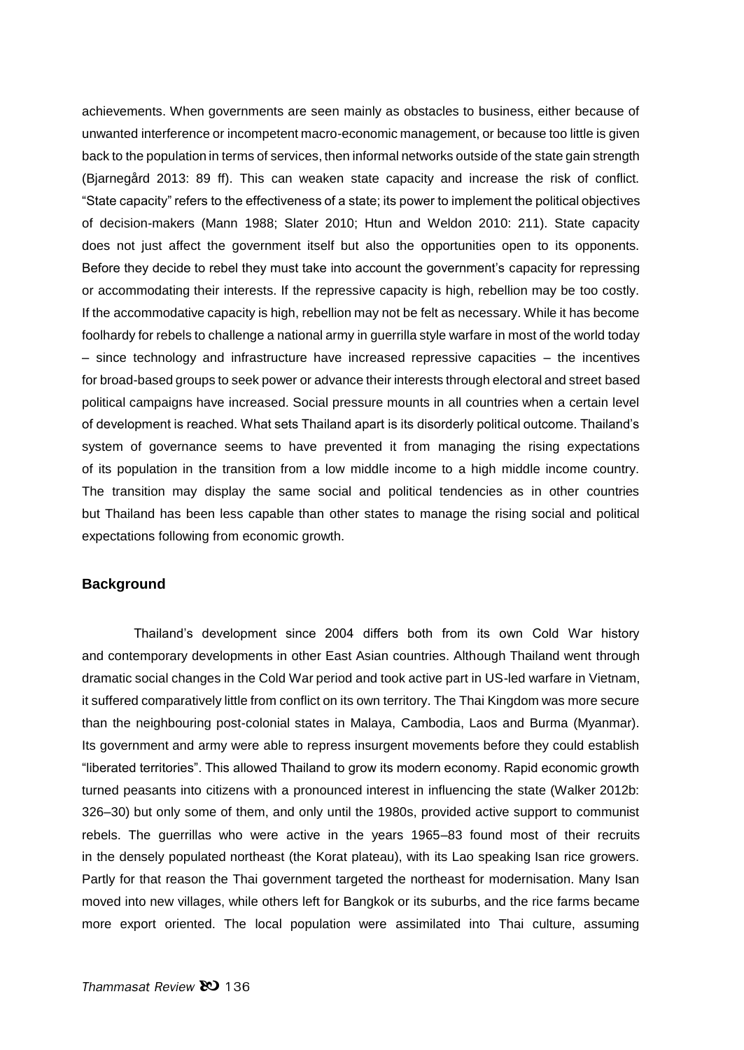achievements. When governments are seen mainly as obstacles to business, either because of unwanted interference or incompetent macro-economic management, or because too little is given back to the population in terms of services, then informal networks outside of the state gain strength (Bjarnegård 2013: 89 ff). This can weaken state capacity and increase the risk of conflict. "State capacity" refers to the effectiveness of a state; its power to implement the political objectives of decision-makers (Mann 1988; Slater 2010; Htun and Weldon 2010: 211). State capacity does not just affect the government itself but also the opportunities open to its opponents. Before they decide to rebel they must take into account the government's capacity for repressing or accommodating their interests. If the repressive capacity is high, rebellion may be too costly. If the accommodative capacity is high, rebellion may not be felt as necessary. While it has become foolhardy for rebels to challenge a national army in guerrilla style warfare in most of the world today – since technology and infrastructure have increased repressive capacities – the incentives for broad-based groups to seek power or advance their interests through electoral and street based political campaigns have increased. Social pressure mounts in all countries when a certain level of development is reached. What sets Thailand apart is its disorderly political outcome. Thailand's system of governance seems to have prevented it from managing the rising expectations of its population in the transition from a low middle income to a high middle income country. The transition may display the same social and political tendencies as in other countries but Thailand has been less capable than other states to manage the rising social and political expectations following from economic growth.

## Background

Thailand's development since 2004 differs both from its own Cold War history and contemporary developments in other East Asian countries. Although Thailand went through dramatic social changes in the Cold War period and took active part in US-led warfare in Vietnam, it suffered comparatively little from conflict on its own territory. The Thai Kingdom was more secure than the neighbouring post-colonial states in Malaya, Cambodia, Laos and Burma (Myanmar). Its government and army were able to repress insurgent movements before they could establish "liberated territories". This allowed Thailand to grow its modern economy. Rapid economic growth turned peasants into citizens with a pronounced interest in influencing the state (Walker 2012b: 326–30) but only some of them, and only until the 1980s, provided active support to communist rebels. The guerrillas who were active in the years 1965–83 found most of their recruits in the densely populated northeast (the Korat plateau), with its Lao speaking Isan rice growers. Partly for that reason the Thai government targeted the northeast for modernisation. Many Isan moved into new villages, while others left for Bangkok or its suburbs, and the rice farms became more export oriented. The local population were assimilated into Thai culture, assuming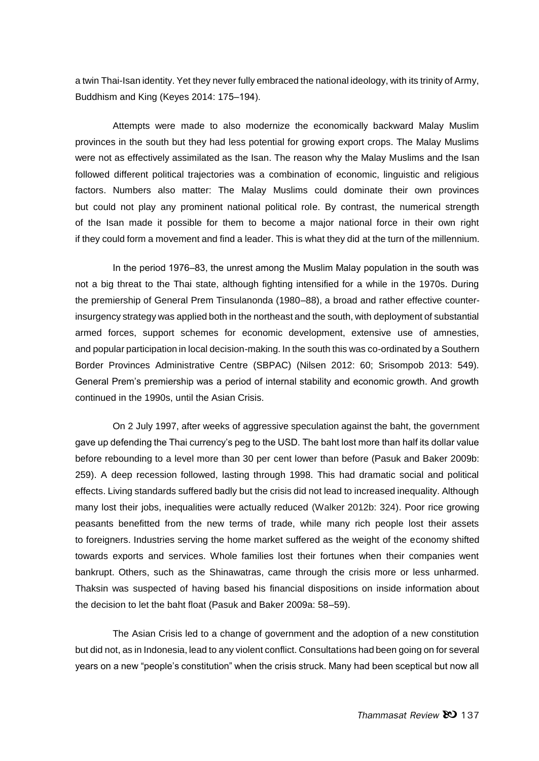a twin Thai-Isan identity. Yet they never fully embraced the national ideology, with its trinity of Army, Buddhism and King (Keyes 2014: 175–194).

Attempts were made to also modernize the economically backward Malay Muslim provinces in the south but they had less potential for growing export crops. The Malay Muslims were not as effectively assimilated as the Isan. The reason why the Malay Muslims and the Isan followed different political trajectories was a combination of economic, linguistic and religious factors. Numbers also matter: The Malay Muslims could dominate their own provinces but could not play any prominent national political role. By contrast, the numerical strength of the Isan made it possible for them to become a major national force in their own right if they could form a movement and find a leader. This is what they did at the turn of the millennium.

In the period 1976–83, the unrest among the Muslim Malay population in the south was not a big threat to the Thai state, although fighting intensified for a while in the 1970s. During the premiership of General Prem Tinsulanonda (1980–88), a broad and rather effective counter-insurgency strategy was applied both in the northeast and the south, with deployment of substantial armed forces, support schemes for economic development, extensive use of amnesties, and popular participation in local decision-making. In the south this was co-ordinated by a Southern Border Provinces Administrative Centre (SBPAC) (Nilsen 2012: 60; Srisompob 2013: 549). General Prem's premiership was a period of internal stability and economic growth. And growth continued in the 1990s, until the Asian Crisis.

On 2 July 1997, after weeks of aggressive speculation against the baht, the government gave up defending the Thai currency's peg to the USD. The baht lost more than half its dollar value before rebounding to a level more than 30 per cent lower than before (Pasuk and Baker 2009b: 259). A deep recession followed, lasting through 1998. This had dramatic social and political effects. Living standards suffered badly but the crisis did not lead to increased inequality. Although many lost their jobs, inequalities were actually reduced (Walker 2012b: 324). Poor rice growing peasants benefitted from the new terms of trade, while many rich people lost their assets to foreigners. Industries serving the home market suffered as the weight of the economy shifted towards exports and services. Whole families lost their fortunes when their companies went bankrupt. Others, such as the Shinawatras, came through the crisis more or less unharmed. Thaksin was suspected of having based his financial dispositions on inside information about the decision to let the baht float (Pasuk and Baker 2009a: 58–59).

The Asian Crisis led to a change of government and the adoption of a new constitution but did not, as in Indonesia, lead to any violent conflict. Consultations had been going on for several years on a new "people's constitution" when the crisis struck. Many had been sceptical but now all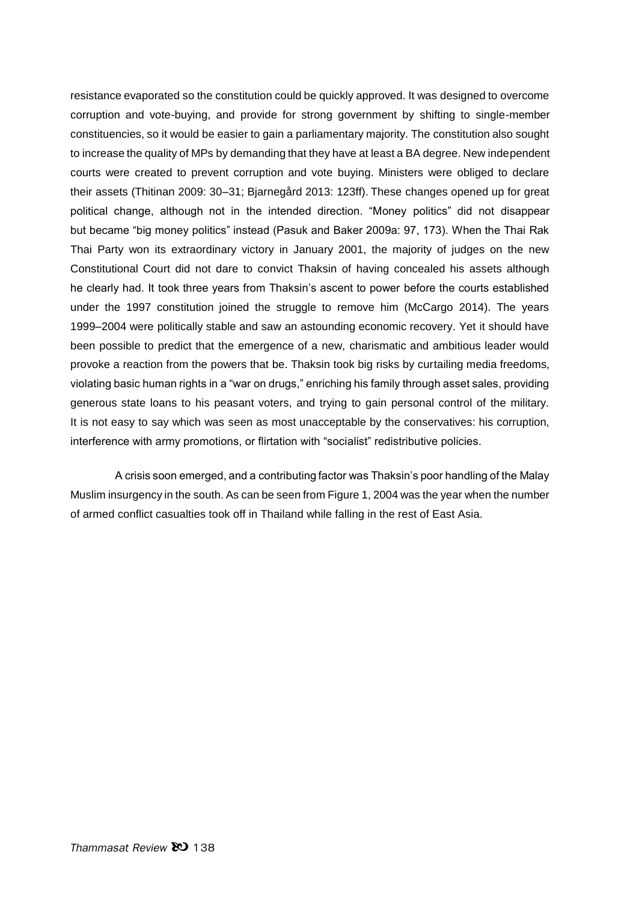resistance evaporated so the constitution could be quickly approved. It was designed to overcome corruption and vote-buying, and provide for strong government by shifting to single-member constituencies, so it would be easier to gain a parliamentary majority. The constitution also sought to increase the quality of MPs by demanding that they have at least a BA degree. New independent courts were created to prevent corruption and vote buying. Ministers were obliged to declare their assets (Thitinan 2009: 30–31; Bjarnegård 2013: 123ff). These changes opened up for great political change, although not in the intended direction. "Money politics" did not disappear but became "big money politics" instead (Pasuk and Baker 2009a: 97, 173). When the Thai Rak Thai Party won its extraordinary victory in January 2001, the majority of judges on the new Constitutional Court did not dare to convict Thaksin of having concealed his assets although he clearly had. It took three years from Thaksin's ascent to power before the courts established under the 1997 constitution joined the struggle to remove him (McCargo 2014). The years 1999–2004 were politically stable and saw an astounding economic recovery. Yet it should have been possible to predict that the emergence of a new, charismatic and ambitious leader would provoke a reaction from the powers that be. Thaksin took big risks by curtailing media freedoms, violating basic human rights in a "war on drugs," enriching his family through asset sales, providing generous state loans to his peasant voters, and trying to gain personal control of the military. It is not easy to say which was seen as most unacceptable by the conservatives: his corruption, interference with army promotions, or flirtation with "socialist" redistributive policies.

A crisis soon emerged, and a contributing factor was Thaksin's poor handling of the Malay Muslim insurgency in the south. As can be seen from Figure 1, 2004 was the year when the number of armed conflict casualties took off in Thailand while falling in the rest of East Asia.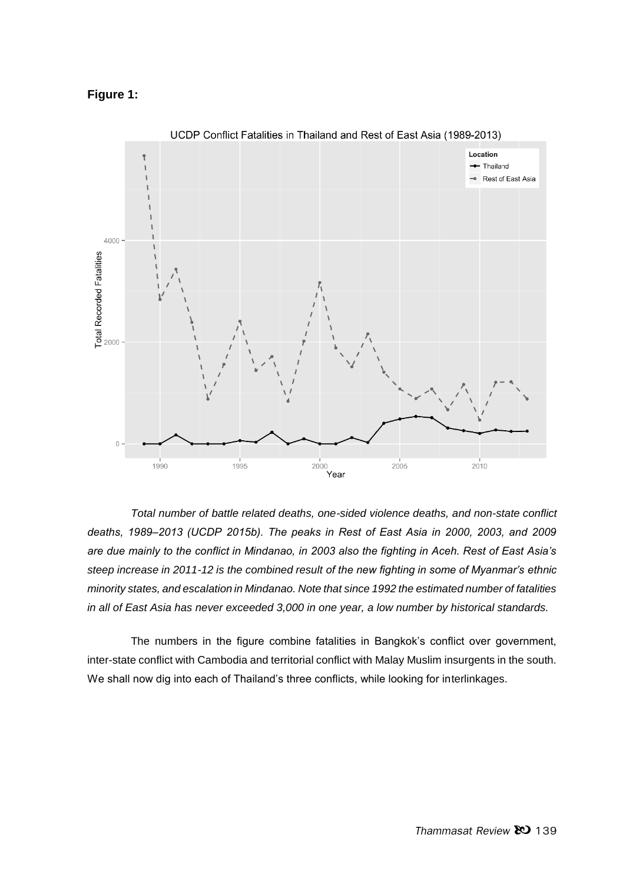**Figure 1:**

Total number of battle related deaths, one-sided violence deaths, and non-state conflict deaths, 1989–2013 (UCDP 2015b). The peaks in Rest of East Asia in 2000, 2003, and 2009 are due mainly to the conflict in Mindanao, in 2003 also the fighting in Aceh. Rest of East Asia's steep increase in 2011-12 is the combined result of the new fighting in some of Myanmar's ethnic minority states, and escalation in Mindanao. Note that since 1992 the estimated number of fatalities in all of East Asia has never exceeded 3,000 in one year, a low number by historical standards.

The numbers in the figure combine fatalities in Bangkok's conflict over government, inter-state conflict with Cambodia and territorial conflict with Malay Muslim insurgents in the south. We shall now dig into each of Thailand's three conflicts, while looking for interlinkages.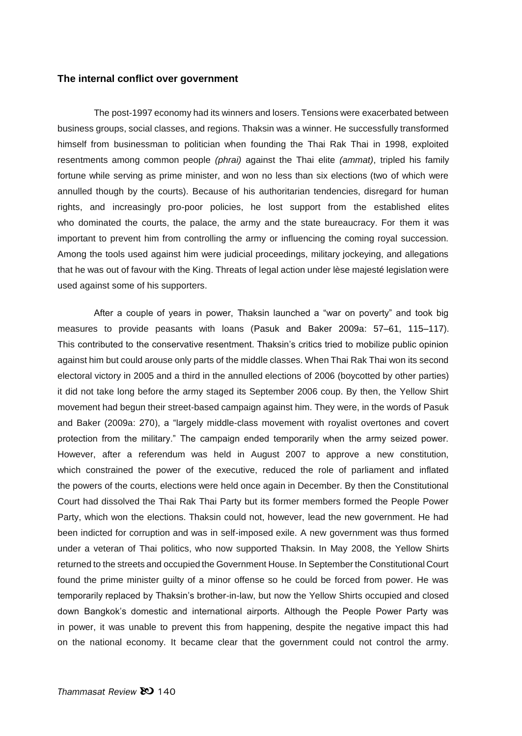### The internal conflict over government

The post-1997 economy had its winners and losers. Tensions were exacerbated between business groups, social classes, and regions. Thaksin was a winner. He successfully transformed himself from businessman to politician when founding the Thai Rak Thai in 1998, exploited resentments among common people *(phrai)* against the Thai elite *(ammat)*, tripled his family fortune while serving as prime minister, and won no less than six elections (two of which were annulled though by the courts). Because of his authoritarian tendencies, disregard for human rights, and increasingly pro-poor policies, he lost support from the established elites who dominated the courts, the palace, the army and the state bureaucracy. For them it was important to prevent him from controlling the army or influencing the coming royal succession. Among the tools used against him were judicial proceedings, military jockeying, and allegations that he was out of favour with the King. Threats of legal action under lèse majesté legislation were used against some of his supporters.

After a couple of years in power, Thaksin launched a "war on poverty" and took big measures to provide peasants with loans (Pasuk and Baker 2009a: 57–61, 115–117). This contributed to the conservative resentment. Thaksin's critics tried to mobilize public opinion against him but could arouse only parts of the middle classes. When Thai Rak Thai won its second electoral victory in 2005 and a third in the annulled elections of 2006 (boycotted by other parties) it did not take long before the army staged its September 2006 coup. By then, the Yellow Shirt movement had begun their street-based campaign against him. They were, in the words of Pasuk and Baker (2009a: 270), a "largely middle-class movement with royalist overtones and covert protection from the military." The campaign ended temporarily when the army seized power. However, after a referendum was held in August 2007 to approve a new constitution, which constrained the power of the executive, reduced the role of parliament and inflated the powers of the courts, elections were held once again in December. By then the Constitutional Court had dissolved the Thai Rak Thai Party but its former members formed the People Power Party, which won the elections. Thaksin could not, however, lead the new government. He had been indicted for corruption and was in self-imposed exile. A new government was thus formed under a veteran of Thai politics, who now supported Thaksin. In May 2008, the Yellow Shirts returned to the streets and occupied the Government House. In September the Constitutional Court found the prime minister guilty of a minor offense so he could be forced from power. He was temporarily replaced by Thaksin's brother-in-law, but now the Yellow Shirts occupied and closed down Bangkok's domestic and international airports. Although the People Power Party was in power, it was unable to prevent this from happening, despite the negative impact this had on the national economy. It became clear that the government could not control the army.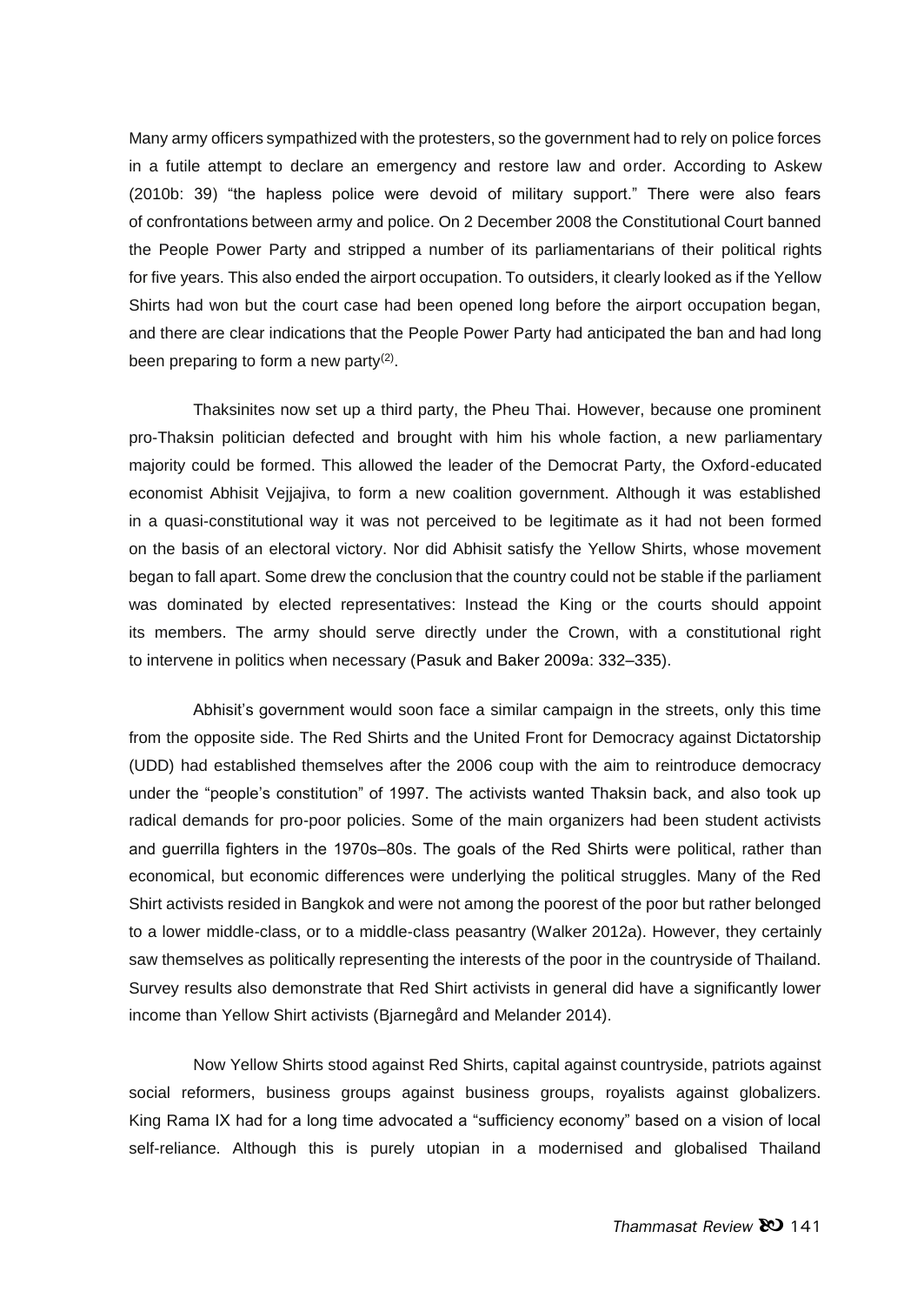Many army officers sympathized with the protesters, so the government had to rely on police forces in a futile attempt to declare an emergency and restore law and order. According to Askew (2010b: 39) "the hapless police were devoid of military support." There were also fears of confrontations between army and police. On 2 December 2008 the Constitutional Court banned the People Power Party and stripped a number of its parliamentarians of their political rights for five years. This also ended the airport occupation. To outsiders, it clearly looked as if the Yellow Shirts had won but the court case had been opened long before the airport occupation began, and there are clear indications that the People Power Party had anticipated the ban and had long been preparing to form a new party[(2)].

Thaksinites now set up a third party, the Pheu Thai. However, because one prominent pro-Thaksin politician defected and brought with him his whole faction, a new parliamentary majority could be formed. This allowed the leader of the Democrat Party, the Oxford-educated economist Abhisit Vejjajiva, to form a new coalition government. Although it was established in a quasi-constitutional way it was not perceived to be legitimate as it had not been formed on the basis of an electoral victory. Nor did Abhisit satisfy the Yellow Shirts, whose movement began to fall apart. Some drew the conclusion that the country could not be stable if the parliament was dominated by elected representatives: Instead the King or the courts should appoint its members. The army should serve directly under the Crown, with a constitutional right to intervene in politics when necessary (Pasuk and Baker 2009a: 332–335).

Abhisit's government would soon face a similar campaign in the streets, only this time from the opposite side. The Red Shirts and the United Front for Democracy against Dictatorship (UDD) had established themselves after the 2006 coup with the aim to reintroduce democracy under the "people's constitution" of 1997. The activists wanted Thaksin back, and also took up radical demands for pro-poor policies. Some of the main organizers had been student activists and guerrilla fighters in the 1970s–80s. The goals of the Red Shirts were political, rather than economical, but economic differences were underlying the political struggles. Many of the Red Shirt activists resided in Bangkok and were not among the poorest of the poor but rather belonged to a lower middle-class, or to a middle-class peasantry (Walker 2012a). However, they certainly saw themselves as politically representing the interests of the poor in the countryside of Thailand. Survey results also demonstrate that Red Shirt activists in general did have a significantly lower income than Yellow Shirt activists (Bjarnegård and Melander 2014).

Now Yellow Shirts stood against Red Shirts, capital against countryside, patriots against social reformers, business groups against business groups, royalists against globalizers. King Rama IX had for a long time advocated a "sufficiency economy" based on a vision of local self-reliance. Although this is purely utopian in a modernised and globalised Thailand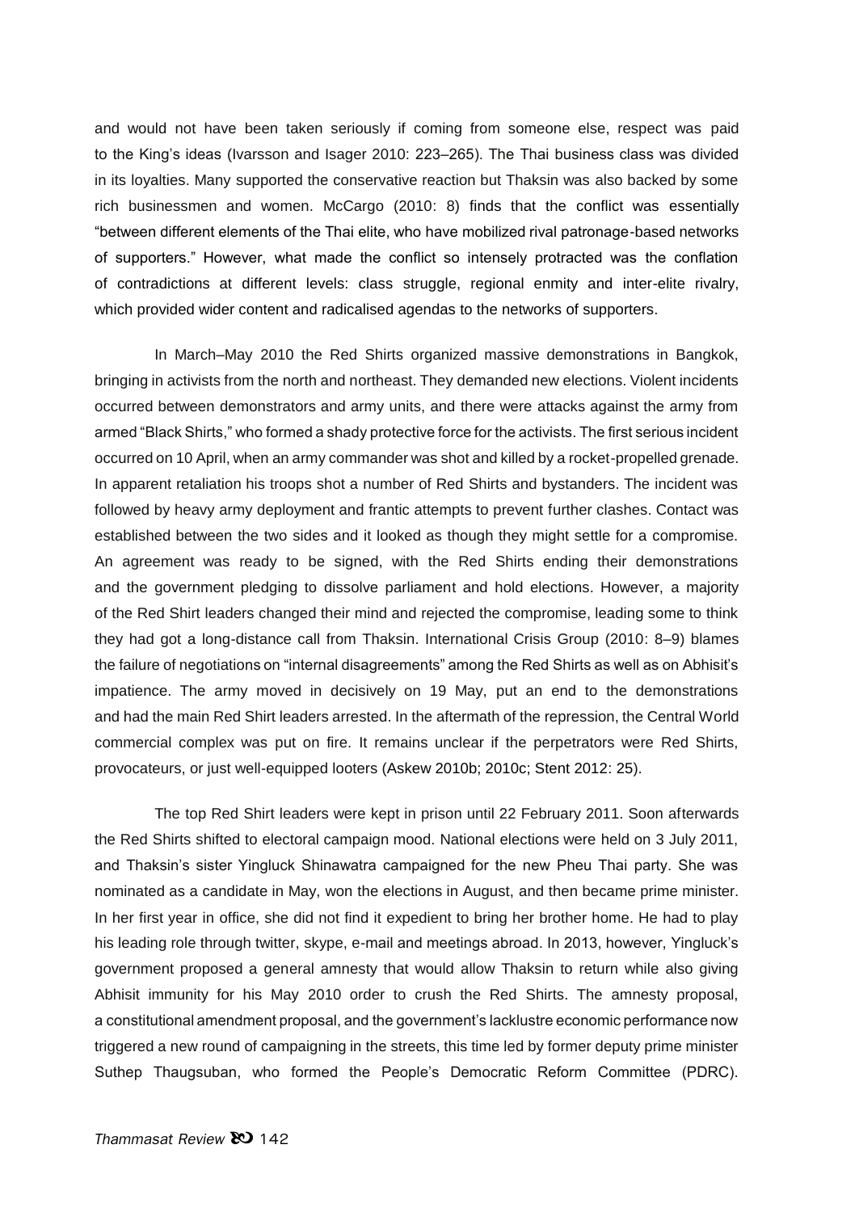and would not have been taken seriously if coming from someone else, respect was paid to the King's ideas (Ivarsson and Isager 2010: 223–265). The Thai business class was divided in its loyalties. Many supported the conservative reaction but Thaksin was also backed by some rich businessmen and women. McCargo (2010: 8) finds that the conflict was essentially "between different elements of the Thai elite, who have mobilized rival patronage-based networks of supporters." However, what made the conflict so intensely protracted was the conflation of contradictions at different levels: class struggle, regional enmity and inter-elite rivalry, which provided wider content and radicalised agendas to the networks of supporters.

In March–May 2010 the Red Shirts organized massive demonstrations in Bangkok, bringing in activists from the north and northeast. They demanded new elections. Violent incidents occurred between demonstrators and army units, and there were attacks against the army from armed "Black Shirts," who formed a shady protective force for the activists. The first serious incident occurred on 10 April, when an army commander was shot and killed by a rocket-propelled grenade. In apparent retaliation his troops shot a number of Red Shirts and bystanders. The incident was followed by heavy army deployment and frantic attempts to prevent further clashes. Contact was established between the two sides and it looked as though they might settle for a compromise. An agreement was ready to be signed, with the Red Shirts ending their demonstrations and the government pledging to dissolve parliament and hold elections. However, a majority of the Red Shirt leaders changed their mind and rejected the compromise, leading some to think they had got a long-distance call from Thaksin. International Crisis Group (2010: 8–9) blames the failure of negotiations on "internal disagreements" among the Red Shirts as well as on Abhisit's impatience. The army moved in decisively on 19 May, put an end to the demonstrations and had the main Red Shirt leaders arrested. In the aftermath of the repression, the Central World commercial complex was put on fire. It remains unclear if the perpetrators were Red Shirts, provocateurs, or just well-equipped looters (Askew 2010b; 2010c; Stent 2012: 25).

The top Red Shirt leaders were kept in prison until 22 February 2011. Soon afterwards the Red Shirts shifted to electoral campaign mood. National elections were held on 3 July 2011, and Thaksin's sister Yingluck Shinawatra campaigned for the new Pheu Thai party. She was nominated as a candidate in May, won the elections in August, and then became prime minister. In her first year in office, she did not find it expedient to bring her brother home. He had to play his leading role through twitter, skype, e-mail and meetings abroad. In 2013, however, Yingluck's government proposed a general amnesty that would allow Thaksin to return while also giving Abhisit immunity for his May 2010 order to crush the Red Shirts. The amnesty proposal, a constitutional amendment proposal, and the government's lacklustre economic performance now triggered a new round of campaigning in the streets, this time led by former deputy prime minister Suthep Thaugsuban, who formed the People's Democratic Reform Committee (PDRC).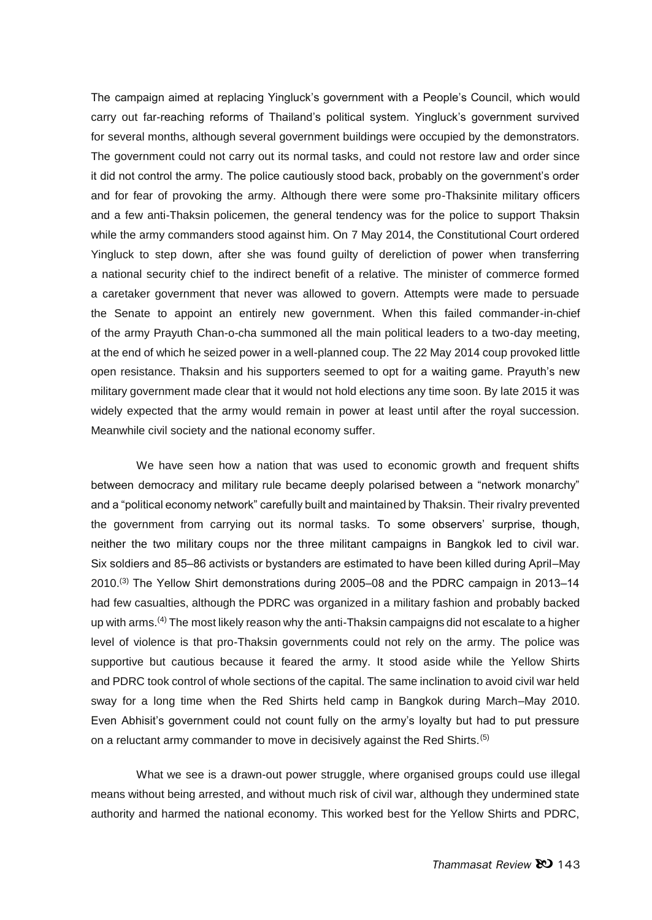The campaign aimed at replacing Yingluck's government with a People's Council, which would carry out far-reaching reforms of Thailand's political system. Yingluck's government survived for several months, although several government buildings were occupied by the demonstrators. The government could not carry out its normal tasks, and could not restore law and order since it did not control the army. The police cautiously stood back, probably on the government's order and for fear of provoking the army. Although there were some pro-Thaksinite military officers and a few anti-Thaksin policemen, the general tendency was for the police to support Thaksin while the army commanders stood against him. On 7 May 2014, the Constitutional Court ordered Yingluck to step down, after she was found guilty of dereliction of power when transferring a national security chief to the indirect benefit of a relative. The minister of commerce formed a caretaker government that never was allowed to govern. Attempts were made to persuade the Senate to appoint an entirely new government. When this failed commander-in-chief of the army Prayuth Chan-o-cha summoned all the main political leaders to a two-day meeting, at the end of which he seized power in a well-planned coup. The 22 May 2014 coup provoked little open resistance. Thaksin and his supporters seemed to opt for a waiting game. Prayuth's new military government made clear that it would not hold elections any time soon. By late 2015 it was widely expected that the army would remain in power at least until after the royal succession. Meanwhile civil society and the national economy suffer.

We have seen how a nation that was used to economic growth and frequent shifts between democracy and military rule became deeply polarised between a "network monarchy" and a "political economy network" carefully built and maintained by Thaksin. Their rivalry prevented the government from carrying out its normal tasks. To some observers' surprise, though, neither the two military coups nor the three militant campaigns in Bangkok led to civil war. Six soldiers and 85–86 activists or bystanders are estimated to have been killed during April–May 2010.(3) The Yellow Shirt demonstrations during 2005–08 and the PDRC campaign in 2013–14 had few casualties, although the PDRC was organized in a military fashion and probably backed up with arms.(4) The most likely reason why the anti-Thaksin campaigns did not escalate to a higher level of violence is that pro-Thaksin governments could not rely on the army. The police was supportive but cautious because it feared the army. It stood aside while the Yellow Shirts and PDRC took control of whole sections of the capital. The same inclination to avoid civil war held sway for a long time when the Red Shirts held camp in Bangkok during March–May 2010. Even Abhisit's government could not count fully on the army's loyalty but had to put pressure on a reluctant army commander to move in decisively against the Red Shirts.(5)

What we see is a drawn-out power struggle, where organised groups could use illegal means without being arrested, and without much risk of civil war, although they undermined state authority and harmed the national economy. This worked best for the Yellow Shirts and PDRC,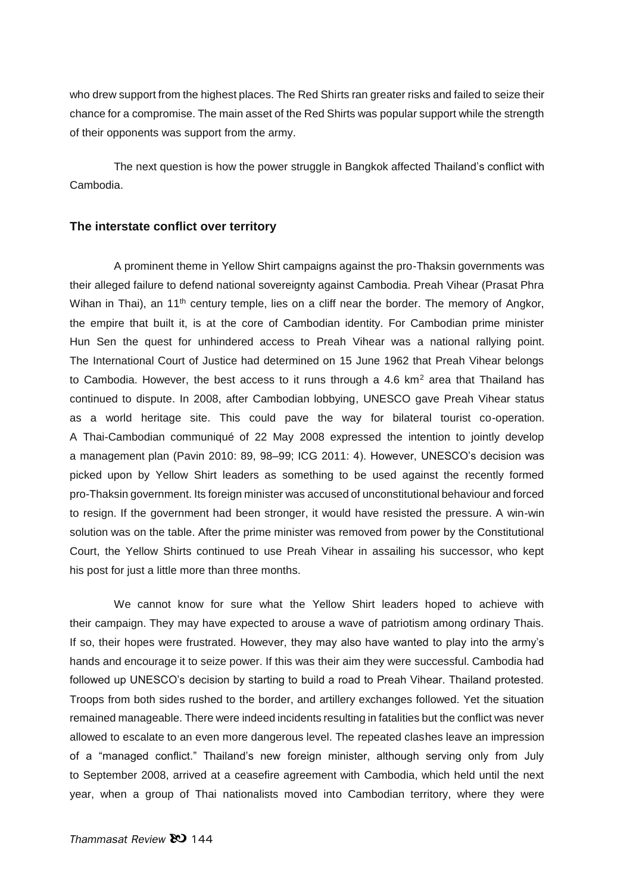who drew support from the highest places. The Red Shirts ran greater risks and failed to seize their chance for a compromise. The main asset of the Red Shirts was popular support while the strength of their opponents was support from the army.

The next question is how the power struggle in Bangkok affected Thailand's conflict with Cambodia.

### The interstate conflict over territory

A prominent theme in Yellow Shirt campaigns against the pro-Thaksin governments was their alleged failure to defend national sovereignty against Cambodia. Preah Vihear (Prasat Phra Wihan in Thai), an 11th century temple, lies on a cliff near the border. The memory of Angkor, the empire that built it, is at the core of Cambodian identity. For Cambodian prime minister Hun Sen the quest for unhindered access to Preah Vihear was a national rallying point. The International Court of Justice had determined on 15 June 1962 that Preah Vihear belongs to Cambodia. However, the best access to it runs through a 4.6 $km^2$ area that Thailand has continued to dispute. In 2008, after Cambodian lobbying, UNESCO gave Preah Vihear status as a world heritage site. This could pave the way for bilateral tourist co-operation. A Thai-Cambodian communiqué of 22 May 2008 expressed the intention to jointly develop a management plan (Pavin 2010: 89, 98–99; ICG 2011: 4). However, UNESCO's decision was picked upon by Yellow Shirt leaders as something to be used against the recently formed pro-Thaksin government. Its foreign minister was accused of unconstitutional behaviour and forced to resign. If the government had been stronger, it would have resisted the pressure. A win-win solution was on the table. After the prime minister was removed from power by the Constitutional Court, the Yellow Shirts continued to use Preah Vihear in assailing his successor, who kept his post for just a little more than three months.

We cannot know for sure what the Yellow Shirt leaders hoped to achieve with their campaign. They may have expected to arouse a wave of patriotism among ordinary Thais. If so, their hopes were frustrated. However, they may also have wanted to play into the army's hands and encourage it to seize power. If this was their aim they were successful. Cambodia had followed up UNESCO's decision by starting to build a road to Preah Vihear. Thailand protested. Troops from both sides rushed to the border, and artillery exchanges followed. Yet the situation remained manageable. There were indeed incidents resulting in fatalities but the conflict was never allowed to escalate to an even more dangerous level. The repeated clashes leave an impression of a "managed conflict." Thailand's new foreign minister, although serving only from July to September 2008, arrived at a ceasefire agreement with Cambodia, which held until the next year, when a group of Thai nationalists moved into Cambodian territory, where they were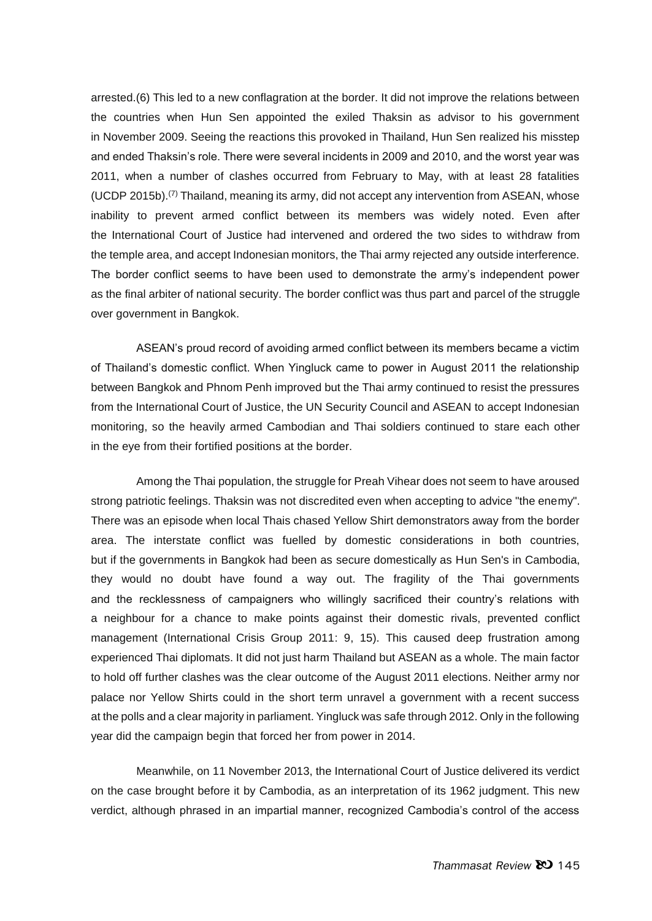arrested.(6) This led to a new conflagration at the border. It did not improve the relations between the countries when Hun Sen appointed the exiled Thaksin as advisor to his government in November 2009. Seeing the reactions this provoked in Thailand, Hun Sen realized his misstep and ended Thaksin's role. There were several incidents in 2009 and 2010, and the worst year was 2011, when a number of clashes occurred from February to May, with at least 28 fatalities (UCDP 2015b).(7) Thailand, meaning its army, did not accept any intervention from ASEAN, whose inability to prevent armed conflict between its members was widely noted. Even after the International Court of Justice had intervened and ordered the two sides to withdraw from the temple area, and accept Indonesian monitors, the Thai army rejected any outside interference. The border conflict seems to have been used to demonstrate the army's independent power as the final arbiter of national security. The border conflict was thus part and parcel of the struggle over government in Bangkok.

ASEAN's proud record of avoiding armed conflict between its members became a victim of Thailand's domestic conflict. When Yingluck came to power in August 2011 the relationship between Bangkok and Phnom Penh improved but the Thai army continued to resist the pressures from the International Court of Justice, the UN Security Council and ASEAN to accept Indonesian monitoring, so the heavily armed Cambodian and Thai soldiers continued to stare each other in the eye from their fortified positions at the border.

Among the Thai population, the struggle for Preah Vihear does not seem to have aroused strong patriotic feelings. Thaksin was not discredited even when accepting to advice "the enemy". There was an episode when local Thais chased Yellow Shirt demonstrators away from the border area. The interstate conflict was fuelled by domestic considerations in both countries, but if the governments in Bangkok had been as secure domestically as Hun Sen's in Cambodia, they would no doubt have found a way out. The fragility of the Thai governments and the recklessness of campaigners who willingly sacrificed their country's relations with a neighbour for a chance to make points against their domestic rivals, prevented conflict management (International Crisis Group 2011: 9, 15). This caused deep frustration among experienced Thai diplomats. It did not just harm Thailand but ASEAN as a whole. The main factor to hold off further clashes was the clear outcome of the August 2011 elections. Neither army nor palace nor Yellow Shirts could in the short term unravel a government with a recent success at the polls and a clear majority in parliament. Yingluck was safe through 2012. Only in the following year did the campaign begin that forced her from power in 2014.

Meanwhile, on 11 November 2013, the International Court of Justice delivered its verdict on the case brought before it by Cambodia, as an interpretation of its 1962 judgment. This new verdict, although phrased in an impartial manner, recognized Cambodia's control of the access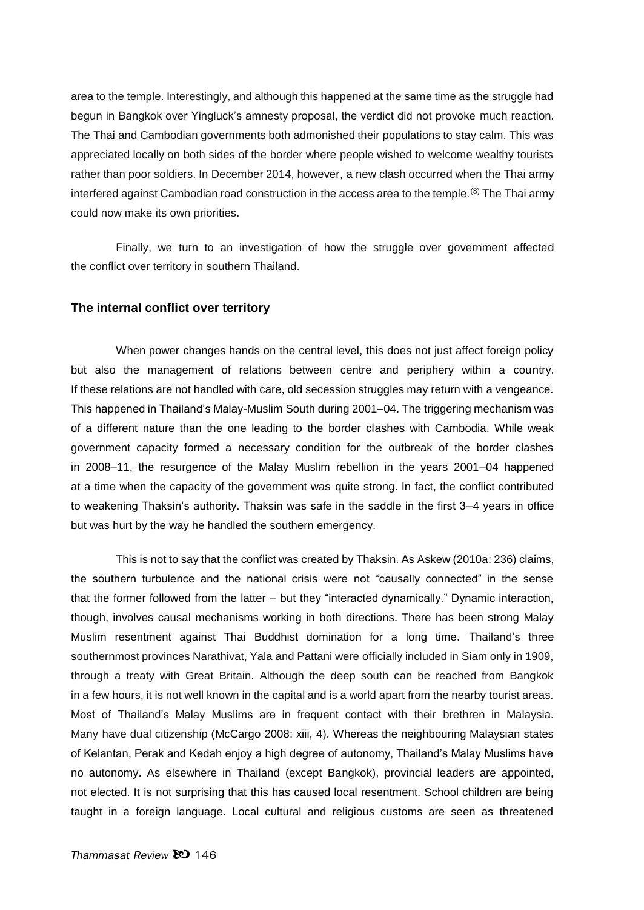area to the temple. Interestingly, and although this happened at the same time as the struggle had begun in Bangkok over Yingluck's amnesty proposal, the verdict did not provoke much reaction. The Thai and Cambodian governments both admonished their populations to stay calm. This was appreciated locally on both sides of the border where people wished to welcome wealthy tourists rather than poor soldiers. In December 2014, however, a new clash occurred when the Thai army interfered against Cambodian road construction in the access area to the temple.[8] The Thai army could now make its own priorities.

Finally, we turn to an investigation of how the struggle over government affected the conflict over territory in southern Thailand.

### The internal conflict over territory

When power changes hands on the central level, this does not just affect foreign policy but also the management of relations between centre and periphery within a country. If these relations are not handled with care, old secession struggles may return with a vengeance. This happened in Thailand's Malay-Muslim South during 2001–04. The triggering mechanism was of a different nature than the one leading to the border clashes with Cambodia. While weak government capacity formed a necessary condition for the outbreak of the border clashes in 2008–11, the resurgence of the Malay Muslim rebellion in the years 2001–04 happened at a time when the capacity of the government was quite strong. In fact, the conflict contributed to weakening Thaksin's authority. Thaksin was safe in the saddle in the first 3–4 years in office but was hurt by the way he handled the southern emergency.

This is not to say that the conflict was created by Thaksin. As Askew (2010a: 236) claims, the southern turbulence and the national crisis were not "causally connected" in the sense that the former followed from the latter – but they "interacted dynamically." Dynamic interaction, though, involves causal mechanisms working in both directions. There has been strong Malay Muslim resentment against Thai Buddhist domination for a long time. Thailand's three southernmost provinces Narathivat, Yala and Pattani were officially included in Siam only in 1909, through a treaty with Great Britain. Although the deep south can be reached from Bangkok in a few hours, it is not well known in the capital and is a world apart from the nearby tourist areas. Most of Thailand's Malay Muslims are in frequent contact with their brethren in Malaysia. Many have dual citizenship (McCargo 2008: xiii, 4). Whereas the neighbouring Malaysian states of Kelantan, Perak and Kedah enjoy a high degree of autonomy, Thailand's Malay Muslims have no autonomy. As elsewhere in Thailand (except Bangkok), provincial leaders are appointed, not elected. It is not surprising that this has caused local resentment. School children are being taught in a foreign language. Local cultural and religious customs are seen as threatened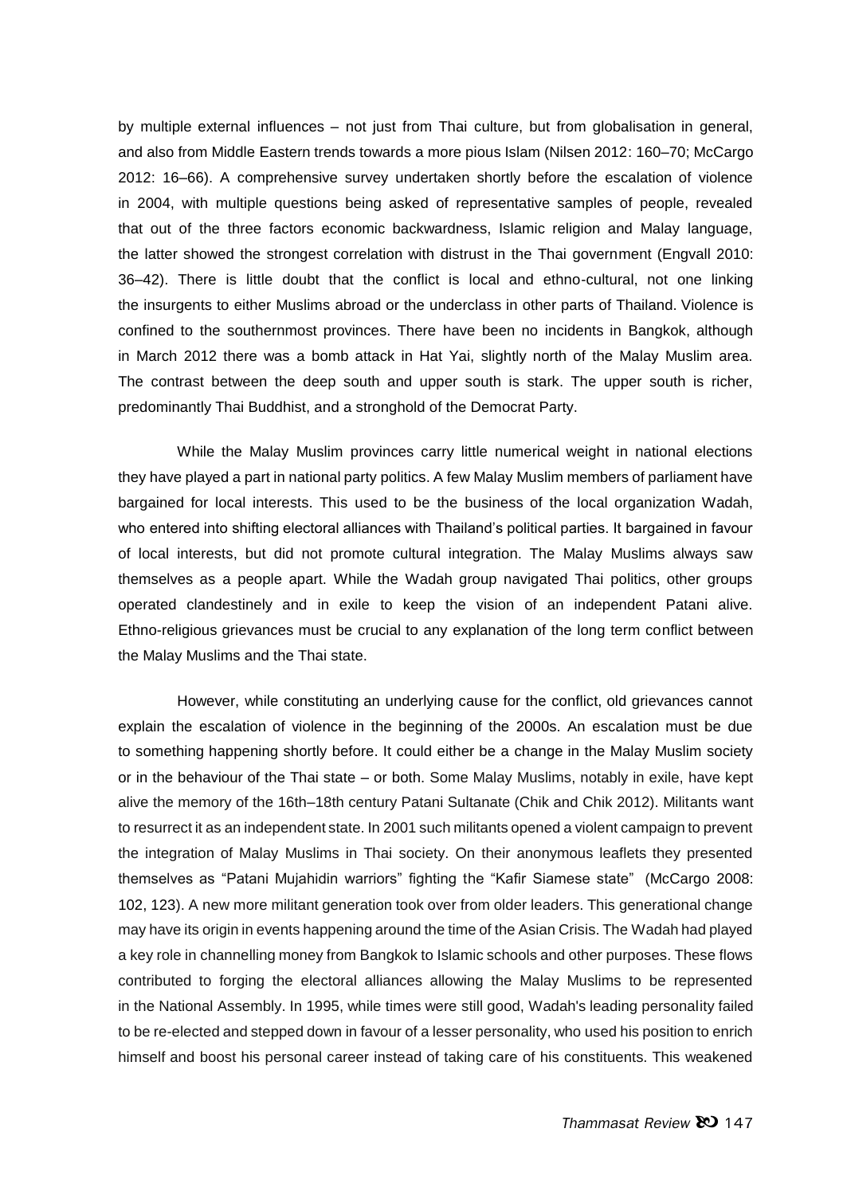by multiple external influences – not just from Thai culture, but from globalisation in general, and also from Middle Eastern trends towards a more pious Islam (Nilsen 2012: 160–70; McCargo 2012: 16–66). A comprehensive survey undertaken shortly before the escalation of violence in 2004, with multiple questions being asked of representative samples of people, revealed that out of the three factors economic backwardness, Islamic religion and Malay language, the latter showed the strongest correlation with distrust in the Thai government (Engvall 2010: 36–42). There is little doubt that the conflict is local and ethno-cultural, not one linking the insurgents to either Muslims abroad or the underclass in other parts of Thailand. Violence is confined to the southernmost provinces. There have been no incidents in Bangkok, although in March 2012 there was a bomb attack in Hat Yai, slightly north of the Malay Muslim area. The contrast between the deep south and upper south is stark. The upper south is richer, predominantly Thai Buddhist, and a stronghold of the Democrat Party.

While the Malay Muslim provinces carry little numerical weight in national elections they have played a part in national party politics. A few Malay Muslim members of parliament have bargained for local interests. This used to be the business of the local organization Wadah, who entered into shifting electoral alliances with Thailand's political parties. It bargained in favour of local interests, but did not promote cultural integration. The Malay Muslims always saw themselves as a people apart. While the Wadah group navigated Thai politics, other groups operated clandestinely and in exile to keep the vision of an independent Patani alive. Ethno-religious grievances must be crucial to any explanation of the long term conflict between the Malay Muslims and the Thai state.

However, while constituting an underlying cause for the conflict, old grievances cannot explain the escalation of violence in the beginning of the 2000s. An escalation must be due to something happening shortly before. It could either be a change in the Malay Muslim society or in the behaviour of the Thai state – or both. Some Malay Muslims, notably in exile, have kept alive the memory of the 16th–18th century Patani Sultanate (Chik and Chik 2012). Militants want to resurrect it as an independent state. In 2001 such militants opened a violent campaign to prevent the integration of Malay Muslims in Thai society. On their anonymous leaflets they presented themselves as "Patani Mujahidin warriors" fighting the "Kafir Siamese state" (McCargo 2008: 102, 123). A new more militant generation took over from older leaders. This generational change may have its origin in events happening around the time of the Asian Crisis. The Wadah had played a key role in channelling money from Bangkok to Islamic schools and other purposes. These flows contributed to forging the electoral alliances allowing the Malay Muslims to be represented in the National Assembly. In 1995, while times were still good, Wadah's leading personality failed to be re-elected and stepped down in favour of a lesser personality, who used his position to enrich himself and boost his personal career instead of taking care of his constituents. This weakened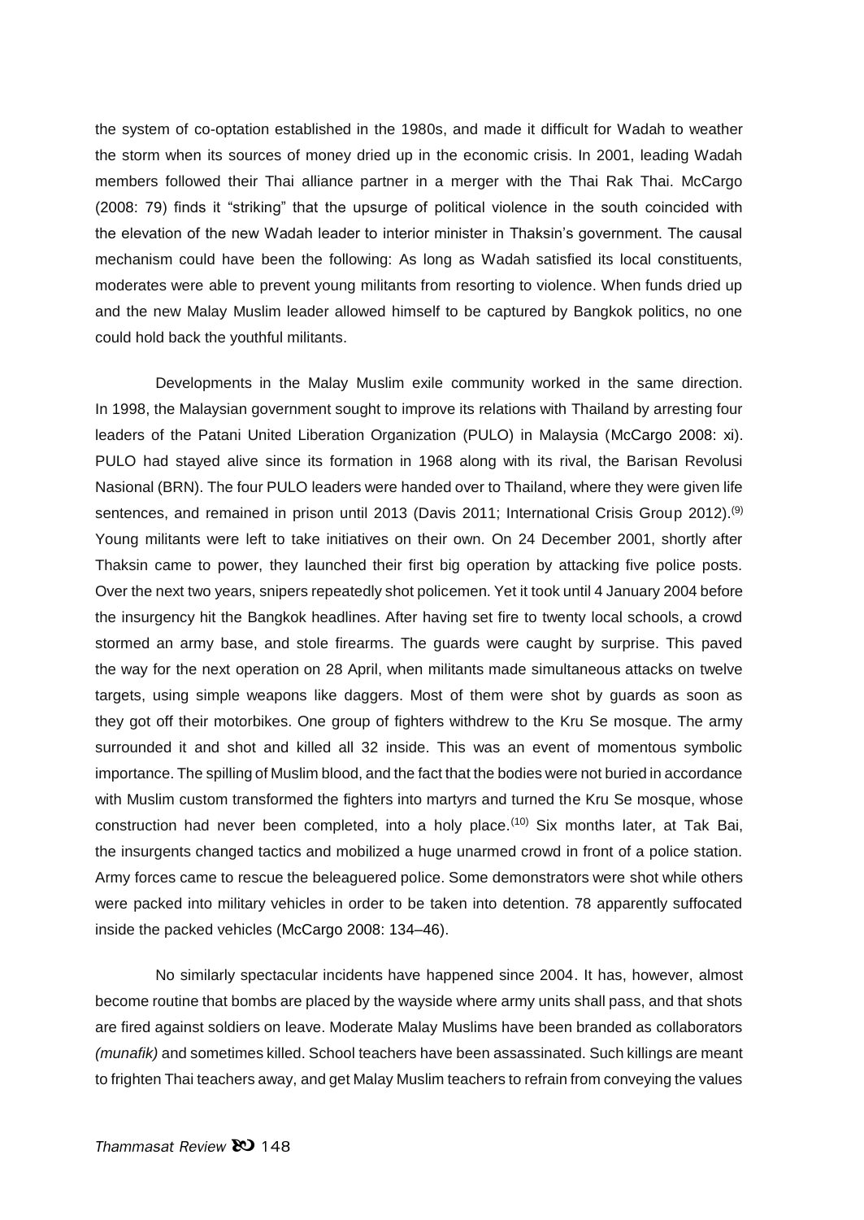the system of co-optation established in the 1980s, and made it difficult for Wadah to weather the storm when its sources of money dried up in the economic crisis. In 2001, leading Wadah members followed their Thai alliance partner in a merger with the Thai Rak Thai. McCargo (2008: 79) finds it "striking" that the upsurge of political violence in the south coincided with the elevation of the new Wadah leader to interior minister in Thaksin's government. The causal mechanism could have been the following: As long as Wadah satisfied its local constituents, moderates were able to prevent young militants from resorting to violence. When funds dried up and the new Malay Muslim leader allowed himself to be captured by Bangkok politics, no one could hold back the youthful militants.

Developments in the Malay Muslim exile community worked in the same direction. In 1998, the Malaysian government sought to improve its relations with Thailand by arresting four leaders of the Patani United Liberation Organization (PULO) in Malaysia (McCargo 2008: xi). PULO had stayed alive since its formation in 1968 along with its rival, the Barisan Revolusi Nasional (BRN). The four PULO leaders were handed over to Thailand, where they were given life sentences, and remained in prison until 2013 (Davis 2011; International Crisis Group 2012).(9) Young militants were left to take initiatives on their own. On 24 December 2001, shortly after Thaksin came to power, they launched their first big operation by attacking five police posts. Over the next two years, snipers repeatedly shot policemen. Yet it took until 4 January 2004 before the insurgency hit the Bangkok headlines. After having set fire to twenty local schools, a crowd stormed an army base, and stole firearms. The guards were caught by surprise. This paved the way for the next operation on 28 April, when militants made simultaneous attacks on twelve targets, using simple weapons like daggers. Most of them were shot by guards as soon as they got off their motorbikes. One group of fighters withdrew to the Kru Se mosque. The army surrounded it and shot and killed all 32 inside. This was an event of momentous symbolic importance. The spilling of Muslim blood, and the fact that the bodies were not buried in accordance with Muslim custom transformed the fighters into martyrs and turned the Kru Se mosque, whose construction had never been completed, into a holy place.(10) Six months later, at Tak Bai, the insurgents changed tactics and mobilized a huge unarmed crowd in front of a police station. Army forces came to rescue the beleaguered police. Some demonstrators were shot while others were packed into military vehicles in order to be taken into detention. 78 apparently suffocated inside the packed vehicles (McCargo 2008: 134–46).

No similarly spectacular incidents have happened since 2004. It has, however, almost become routine that bombs are placed by the wayside where army units shall pass, and that shots are fired against soldiers on leave. Moderate Malay Muslims have been branded as collaborators *(munafik)* and sometimes killed. School teachers have been assassinated. Such killings are meant to frighten Thai teachers away, and get Malay Muslim teachers to refrain from conveying the values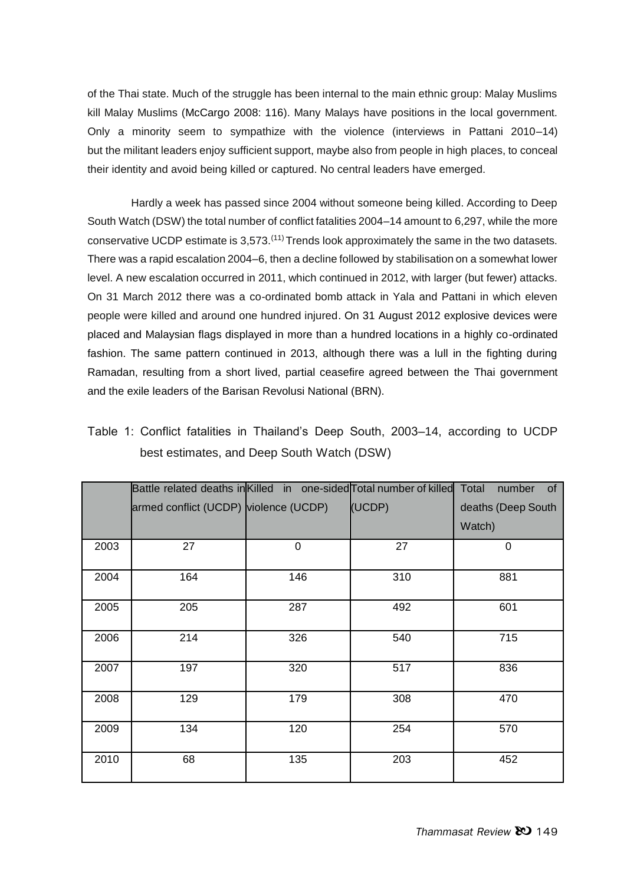of the Thai state. Much of the struggle has been internal to the main ethnic group: Malay Muslims kill Malay Muslims (McCargo 2008: 116). Many Malays have positions in the local government. Only a minority seem to sympathize with the violence (interviews in Pattani 2010–14) but the militant leaders enjoy sufficient support, maybe also from people in high places, to conceal their identity and avoid being killed or captured. No central leaders have emerged.

Hardly a week has passed since 2004 without someone being killed. According to Deep South Watch (DSW) the total number of conflict fatalities 2004–14 amount to 6,297, while the more conservative UCDP estimate is 3,573.[11] Trends look approximately the same in the two datasets. There was a rapid escalation 2004–6, then a decline followed by stabilisation on a somewhat lower level. A new escalation occurred in 2011, which continued in 2012, with larger (but fewer) attacks. On 31 March 2012 there was a co-ordinated bomb attack in Yala and Pattani in which eleven people were killed and around one hundred injured. On 31 August 2012 explosive devices were placed and Malaysian flags displayed in more than a hundred locations in a highly co-ordinated fashion. The same pattern continued in 2013, although there was a lull in the fighting during Ramadan, resulting from a short lived, partial ceasefire agreed between the Thai government and the exile leaders of the Barisan Revolusi National (BRN).

Table 1: Conflict fatalities in Thailand's Deep South, 2003–14, according to UCDP best estimates, and Deep South Watch (DSW)

| | Battle related deaths in armed conflict (UCDP) | Killed in one-sided violence (UCDP) | Total number of killed (UCDP) | Total number of deaths (Deep South Watch) |
|---|---|---|---|---|
| 2003 | 27 | 0 | 27 | 0 |
| 2004 | 164 | 146 | 310 | 881 |
| 2005 | 205 | 287 | 492 | 601 |
| 2006 | 214 | 326 | 540 | 715 |
| 2007 | 197 | 320 | 517 | 836 |
| 2008 | 129 | 179 | 308 | 470 |
| 2009 | 134 | 120 | 254 | 570 |
| 2010 | 68 | 135 | 203 | 452 |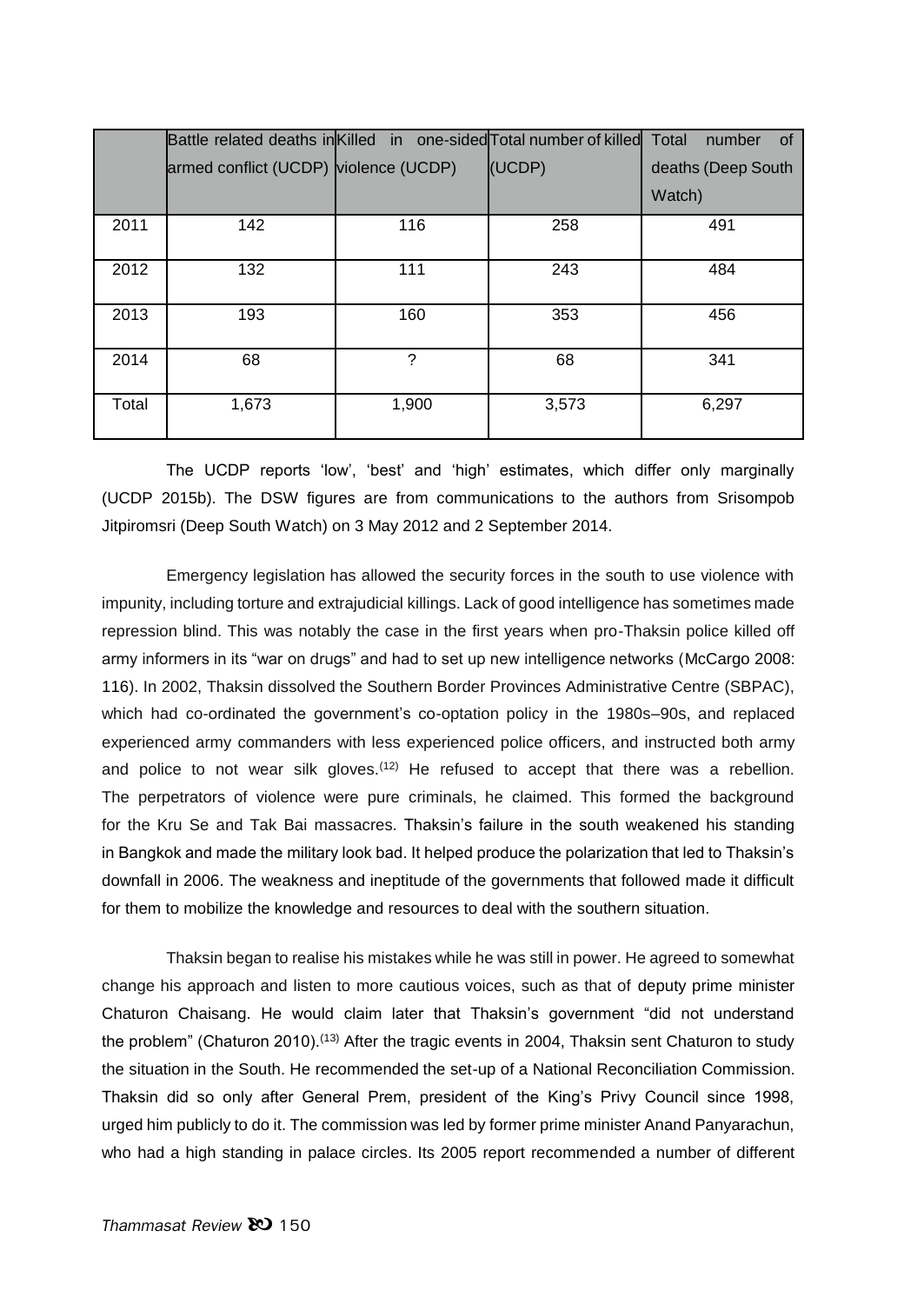| | Battle related deaths in armed conflict (UCDP) | Killed in one-sided violence (UCDP) | Total number of killed (UCDP) | Total number of deaths (Deep South Watch) |
|---|---|---|---|---|
| 2011 | 142 | 116 | 258 | 491 |
| 2012 | 132 | 111 | 243 | 484 |
| 2013 | 193 | 160 | 353 | 456 |
| 2014 | 68 | ? | 68 | 341 |
| Total | 1,673 | 1,900 | 3,573 | 6,297 |

The UCDP reports 'low', 'best' and 'high' estimates, which differ only marginally (UCDP 2015b). The DSW figures are from communications to the authors from Srisompob Jitpiromsri (Deep South Watch) on 3 May 2012 and 2 September 2014.

Emergency legislation has allowed the security forces in the south to use violence with impunity, including torture and extrajudicial killings. Lack of good intelligence has sometimes made repression blind. This was notably the case in the first years when pro-Thaksin police killed off army informers in its "war on drugs" and had to set up new intelligence networks (McCargo 2008: 116). In 2002, Thaksin dissolved the Southern Border Provinces Administrative Centre (SBPAC), which had co-ordinated the government's co-optation policy in the 1980s–90s, and replaced experienced army commanders with less experienced police officers, and instructed both army and police to not wear silk gloves.(12) He refused to accept that there was a rebellion. The perpetrators of violence were pure criminals, he claimed. This formed the background for the Kru Se and Tak Bai massacres. Thaksin's failure in the south weakened his standing in Bangkok and made the military look bad. It helped produce the polarization that led to Thaksin's downfall in 2006. The weakness and ineptitude of the governments that followed made it difficult for them to mobilize the knowledge and resources to deal with the southern situation.

Thaksin began to realise his mistakes while he was still in power. He agreed to somewhat change his approach and listen to more cautious voices, such as that of deputy prime minister Chaturon Chaisang. He would claim later that Thaksin's government "did not understand the problem" (Chaturon 2010).(13) After the tragic events in 2004, Thaksin sent Chaturon to study the situation in the South. He recommended the set-up of a National Reconciliation Commission. Thaksin did so only after General Prem, president of the King's Privy Council since 1998, urged him publicly to do it. The commission was led by former prime minister Anand Panyarachun, who had a high standing in palace circles. Its 2005 report recommended a number of different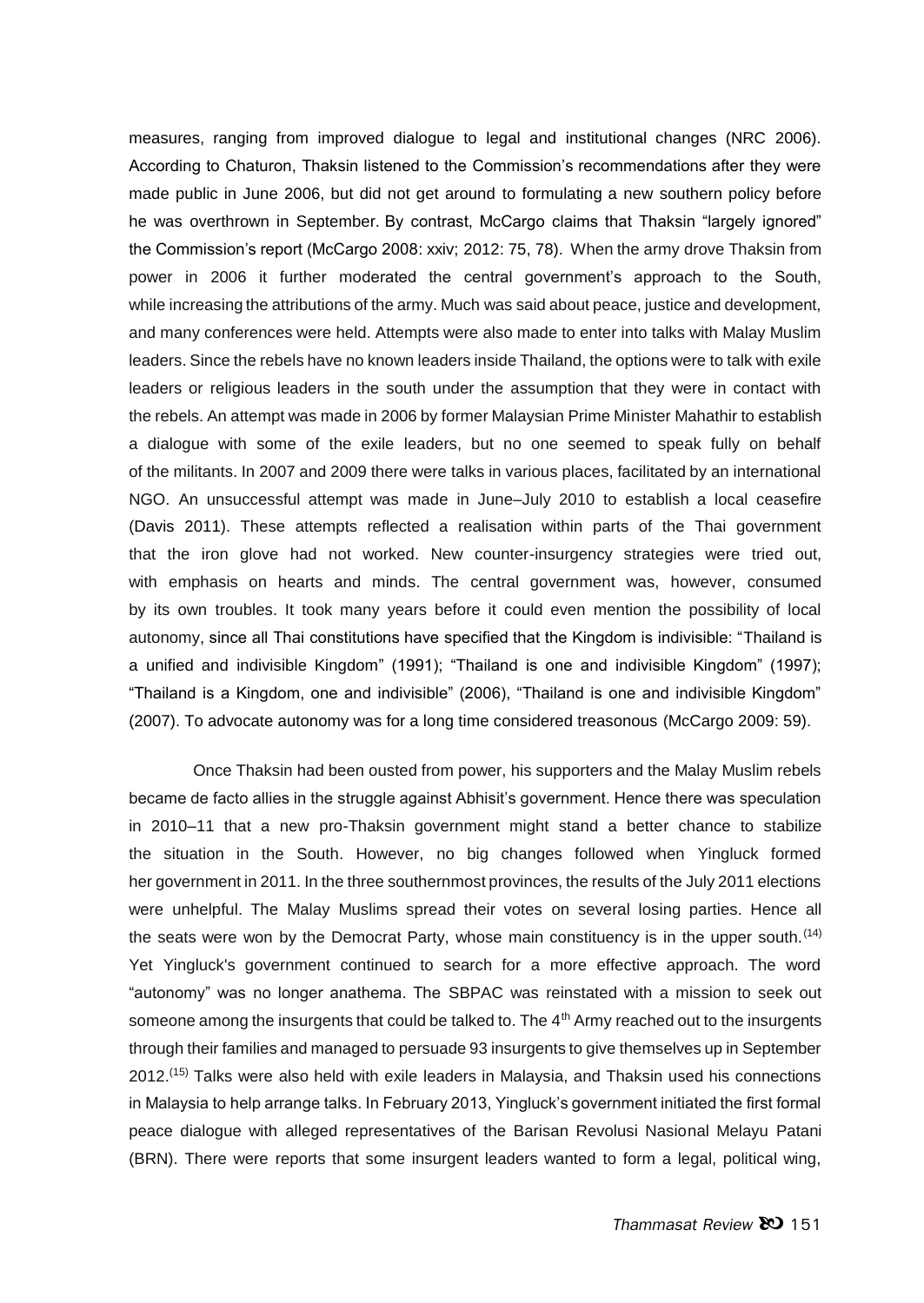measures, ranging from improved dialogue to legal and institutional changes (NRC 2006). According to Chaturon, Thaksin listened to the Commission's recommendations after they were made public in June 2006, but did not get around to formulating a new southern policy before he was overthrown in September. By contrast, McCargo claims that Thaksin "largely ignored" the Commission's report (McCargo 2008: xxiv; 2012: 75, 78). When the army drove Thaksin from power in 2006 it further moderated the central government's approach to the South, while increasing the attributions of the army. Much was said about peace, justice and development, and many conferences were held. Attempts were also made to enter into talks with Malay Muslim leaders. Since the rebels have no known leaders inside Thailand, the options were to talk with exile leaders or religious leaders in the south under the assumption that they were in contact with the rebels. An attempt was made in 2006 by former Malaysian Prime Minister Mahathir to establish a dialogue with some of the exile leaders, but no one seemed to speak fully on behalf of the militants. In 2007 and 2009 there were talks in various places, facilitated by an international NGO. An unsuccessful attempt was made in June–July 2010 to establish a local ceasefire (Davis 2011). These attempts reflected a realisation within parts of the Thai government that the iron glove had not worked. New counter-insurgency strategies were tried out, with emphasis on hearts and minds. The central government was, however, consumed by its own troubles. It took many years before it could even mention the possibility of local autonomy, since all Thai constitutions have specified that the Kingdom is indivisible: "Thailand is a unified and indivisible Kingdom" (1991); "Thailand is one and indivisible Kingdom" (1997); "Thailand is a Kingdom, one and indivisible" (2006), "Thailand is one and indivisible Kingdom" (2007). To advocate autonomy was for a long time considered treasonous (McCargo 2009: 59).

Once Thaksin had been ousted from power, his supporters and the Malay Muslim rebels became de facto allies in the struggle against Abhisit's government. Hence there was speculation in 2010–11 that a new pro-Thaksin government might stand a better chance to stabilize the situation in the South. However, no big changes followed when Yingluck formed her government in 2011. In the three southernmost provinces, the results of the July 2011 elections were unhelpful. The Malay Muslims spread their votes on several losing parties. Hence all the seats were won by the Democrat Party, whose main constituency is in the upper south.[14] Yet Yingluck's government continued to search for a more effective approach. The word "autonomy" was no longer anathema. The SBPAC was reinstated with a mission to seek out someone among the insurgents that could be talked to. The 4th Army reached out to the insurgents through their families and managed to persuade 93 insurgents to give themselves up in September 2012.[15] Talks were also held with exile leaders in Malaysia, and Thaksin used his connections in Malaysia to help arrange talks. In February 2013, Yingluck's government initiated the first formal peace dialogue with alleged representatives of the Barisan Revolusi Nasional Melayu Patani (BRN). There were reports that some insurgent leaders wanted to form a legal, political wing,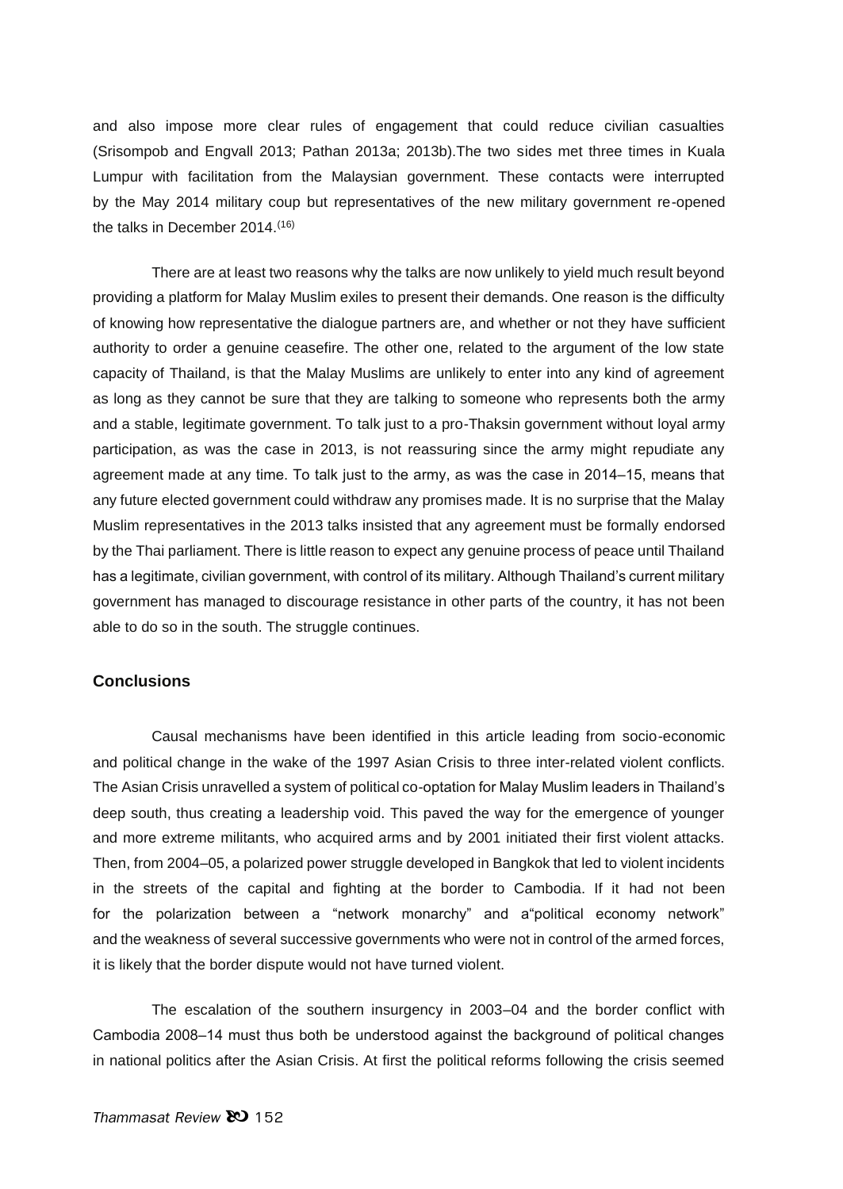and also impose more clear rules of engagement that could reduce civilian casualties (Srisompob and Engvall 2013; Pathan 2013a; 2013b).The two sides met three times in Kuala Lumpur with facilitation from the Malaysian government. These contacts were interrupted by the May 2014 military coup but representatives of the new military government re-opened the talks in December 2014.[(16)]

There are at least two reasons why the talks are now unlikely to yield much result beyond providing a platform for Malay Muslim exiles to present their demands. One reason is the difficulty of knowing how representative the dialogue partners are, and whether or not they have sufficient authority to order a genuine ceasefire. The other one, related to the argument of the low state capacity of Thailand, is that the Malay Muslims are unlikely to enter into any kind of agreement as long as they cannot be sure that they are talking to someone who represents both the army and a stable, legitimate government. To talk just to a pro-Thaksin government without loyal army participation, as was the case in 2013, is not reassuring since the army might repudiate any agreement made at any time. To talk just to the army, as was the case in 2014–15, means that any future elected government could withdraw any promises made. It is no surprise that the Malay Muslim representatives in the 2013 talks insisted that any agreement must be formally endorsed by the Thai parliament. There is little reason to expect any genuine process of peace until Thailand has a legitimate, civilian government, with control of its military. Although Thailand's current military government has managed to discourage resistance in other parts of the country, it has not been able to do so in the south. The struggle continues.

## Conclusions

Causal mechanisms have been identified in this article leading from socio-economic and political change in the wake of the 1997 Asian Crisis to three inter-related violent conflicts. The Asian Crisis unravelled a system of political co-optation for Malay Muslim leaders in Thailand's deep south, thus creating a leadership void. This paved the way for the emergence of younger and more extreme militants, who acquired arms and by 2001 initiated their first violent attacks. Then, from 2004–05, a polarized power struggle developed in Bangkok that led to violent incidents in the streets of the capital and fighting at the border to Cambodia. If it had not been for the polarization between a "network monarchy" and a"political economy network" and the weakness of several successive governments who were not in control of the armed forces, it is likely that the border dispute would not have turned violent.

The escalation of the southern insurgency in 2003–04 and the border conflict with Cambodia 2008–14 must thus both be understood against the background of political changes in national politics after the Asian Crisis. At first the political reforms following the crisis seemed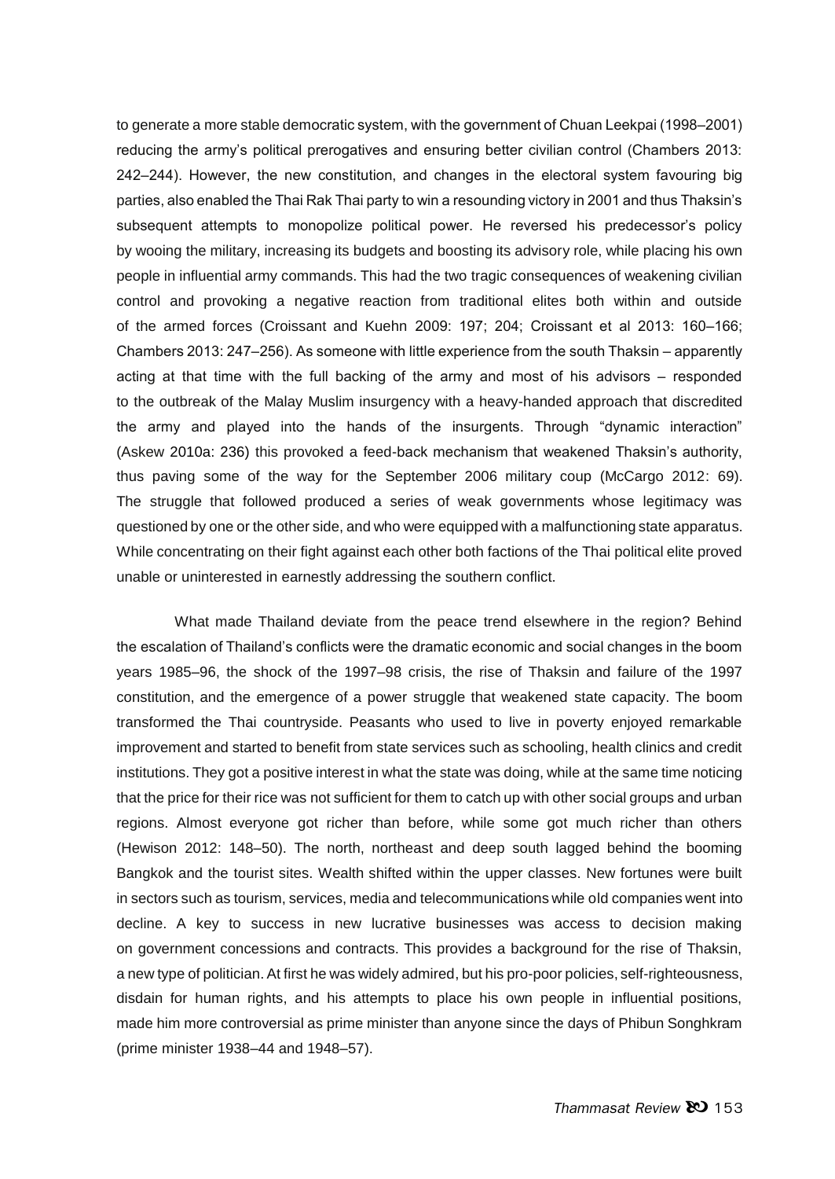to generate a more stable democratic system, with the government of Chuan Leekpai (1998–2001) reducing the army's political prerogatives and ensuring better civilian control (Chambers 2013: 242–244). However, the new constitution, and changes in the electoral system favouring big parties, also enabled the Thai Rak Thai party to win a resounding victory in 2001 and thus Thaksin's subsequent attempts to monopolize political power. He reversed his predecessor's policy by wooing the military, increasing its budgets and boosting its advisory role, while placing his own people in influential army commands. This had the two tragic consequences of weakening civilian control and provoking a negative reaction from traditional elites both within and outside of the armed forces (Croissant and Kuehn 2009: 197; 204; Croissant et al 2013: 160–166; Chambers 2013: 247–256). As someone with little experience from the south Thaksin – apparently acting at that time with the full backing of the army and most of his advisors – responded to the outbreak of the Malay Muslim insurgency with a heavy-handed approach that discredited the army and played into the hands of the insurgents. Through "dynamic interaction" (Askew 2010a: 236) this provoked a feed-back mechanism that weakened Thaksin's authority, thus paving some of the way for the September 2006 military coup (McCargo 2012: 69). The struggle that followed produced a series of weak governments whose legitimacy was questioned by one or the other side, and who were equipped with a malfunctioning state apparatus. While concentrating on their fight against each other both factions of the Thai political elite proved unable or uninterested in earnestly addressing the southern conflict.

What made Thailand deviate from the peace trend elsewhere in the region? Behind the escalation of Thailand's conflicts were the dramatic economic and social changes in the boom years 1985–96, the shock of the 1997–98 crisis, the rise of Thaksin and failure of the 1997 constitution, and the emergence of a power struggle that weakened state capacity. The boom transformed the Thai countryside. Peasants who used to live in poverty enjoyed remarkable improvement and started to benefit from state services such as schooling, health clinics and credit institutions. They got a positive interest in what the state was doing, while at the same time noticing that the price for their rice was not sufficient for them to catch up with other social groups and urban regions. Almost everyone got richer than before, while some got much richer than others (Hewison 2012: 148–50). The north, northeast and deep south lagged behind the booming Bangkok and the tourist sites. Wealth shifted within the upper classes. New fortunes were built in sectors such as tourism, services, media and telecommunications while old companies went into decline. A key to success in new lucrative businesses was access to decision making on government concessions and contracts. This provides a background for the rise of Thaksin, a new type of politician. At first he was widely admired, but his pro-poor policies, self-righteousness, disdain for human rights, and his attempts to place his own people in influential positions, made him more controversial as prime minister than anyone since the days of Phibun Songhkram (prime minister 1938–44 and 1948–57).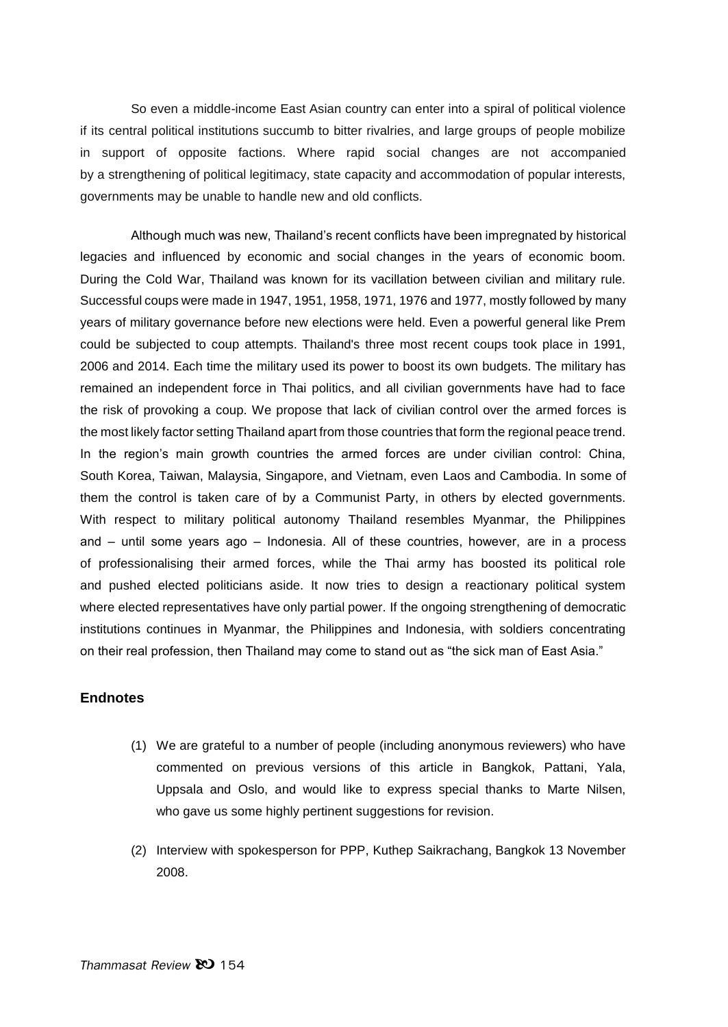So even a middle-income East Asian country can enter into a spiral of political violence if its central political institutions succumb to bitter rivalries, and large groups of people mobilize in support of opposite factions. Where rapid social changes are not accompanied by a strengthening of political legitimacy, state capacity and accommodation of popular interests, governments may be unable to handle new and old conflicts.

Although much was new, Thailand's recent conflicts have been impregnated by historical legacies and influenced by economic and social changes in the years of economic boom. During the Cold War, Thailand was known for its vacillation between civilian and military rule. Successful coups were made in 1947, 1951, 1958, 1971, 1976 and 1977, mostly followed by many years of military governance before new elections were held. Even a powerful general like Prem could be subjected to coup attempts. Thailand's three most recent coups took place in 1991, 2006 and 2014. Each time the military used its power to boost its own budgets. The military has remained an independent force in Thai politics, and all civilian governments have had to face the risk of provoking a coup. We propose that lack of civilian control over the armed forces is the most likely factor setting Thailand apart from those countries that form the regional peace trend. In the region's main growth countries the armed forces are under civilian control: China, South Korea, Taiwan, Malaysia, Singapore, and Vietnam, even Laos and Cambodia. In some of them the control is taken care of by a Communist Party, in others by elected governments. With respect to military political autonomy Thailand resembles Myanmar, the Philippines and – until some years ago – Indonesia. All of these countries, however, are in a process of professionalising their armed forces, while the Thai army has boosted its political role and pushed elected politicians aside. It now tries to design a reactionary political system where elected representatives have only partial power. If the ongoing strengthening of democratic institutions continues in Myanmar, the Philippines and Indonesia, with soldiers concentrating on their real profession, then Thailand may come to stand out as "the sick man of East Asia."

## Endnotes

(1) We are grateful to a number of people (including anonymous reviewers) who have commented on previous versions of this article in Bangkok, Pattani, Yala, Uppsala and Oslo, and would like to express special thanks to Marte Nilsen, who gave us some highly pertinent suggestions for revision.

(2) Interview with spokesperson for PPP, Kuthep Saikrachang, Bangkok 13 November 2008.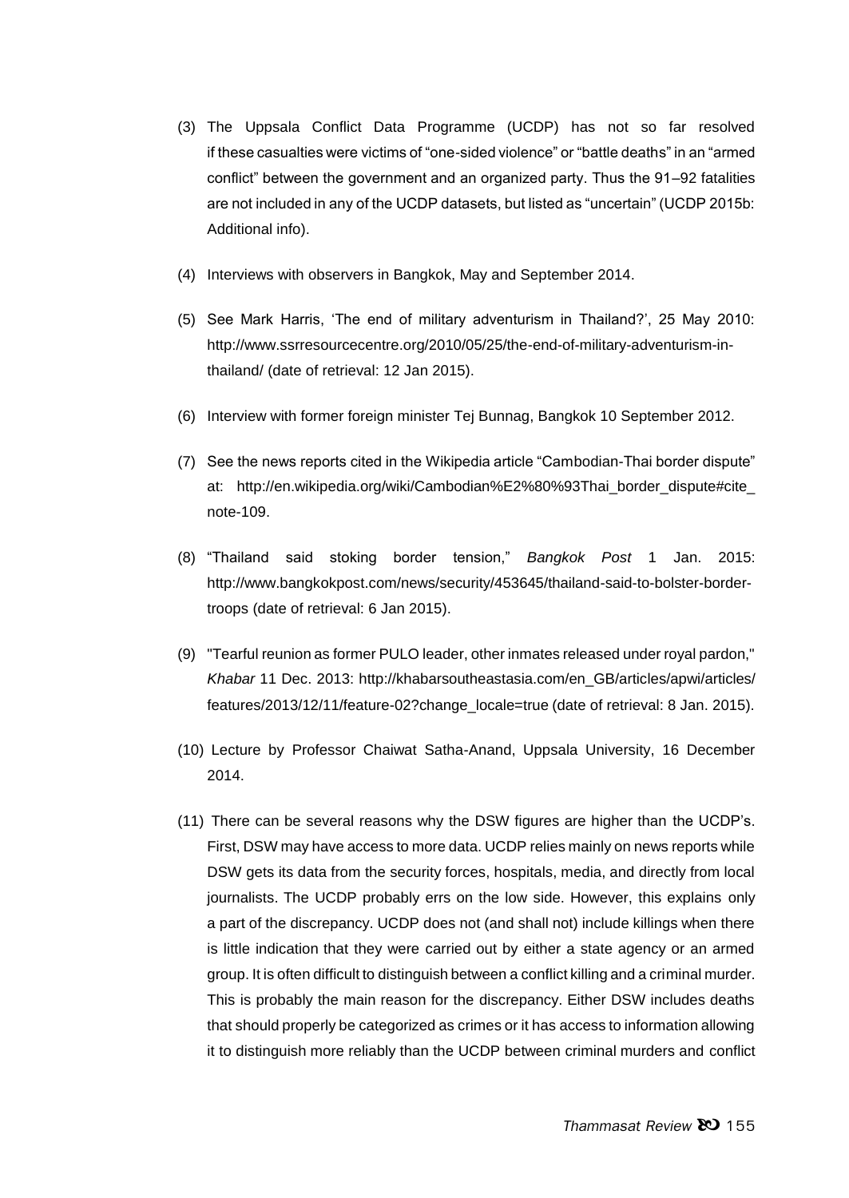(3) The Uppsala Conflict Data Programme (UCDP) has not so far resolved if these casualties were victims of "one-sided violence" or "battle deaths" in an "armed conflict" between the government and an organized party. Thus the 91–92 fatalities are not included in any of the UCDP datasets, but listed as "uncertain" (UCDP 2015b: Additional info).

(4) Interviews with observers in Bangkok, May and September 2014.

(5) See Mark Harris, 'The end of military adventurism in Thailand?', 25 May 2010: http://www.ssrresourcecentre.org/2010/05/25/the-end-of-military-adventurism-in-thailand/ (date of retrieval: 12 Jan 2015).

(6) Interview with former foreign minister Tej Bunnag, Bangkok 10 September 2012.

(7) See the news reports cited in the Wikipedia article "Cambodian-Thai border dispute" at: http://en.wikipedia.org/wiki/Cambodian%E2%80%93Thai_border_dispute#cite_note-109.

(8) "Thailand said stoking border tension," *Bangkok Post* 1 Jan. 2015: http://www.bangkokpost.com/news/security/453645/thailand-said-to-bolster-border-troops (date of retrieval: 6 Jan 2015).

(9) "Tearful reunion as former PULO leader, other inmates released under royal pardon," *Khabar* 11 Dec. 2013: http://khabarsoutheastasia.com/en_GB/articles/apwi/articles/features/2013/12/11/feature-02?change_locale=true (date of retrieval: 8 Jan. 2015).

(10) Lecture by Professor Chaiwat Satha-Anand, Uppsala University, 16 December 2014.

(11) There can be several reasons why the DSW figures are higher than the UCDP's. First, DSW may have access to more data. UCDP relies mainly on news reports while DSW gets its data from the security forces, hospitals, media, and directly from local journalists. The UCDP probably errs on the low side. However, this explains only a part of the discrepancy. UCDP does not (and shall not) include killings when there is little indication that they were carried out by either a state agency or an armed group. It is often difficult to distinguish between a conflict killing and a criminal murder. This is probably the main reason for the discrepancy. Either DSW includes deaths that should properly be categorized as crimes or it has access to information allowing it to distinguish more reliably than the UCDP between criminal murders and conflict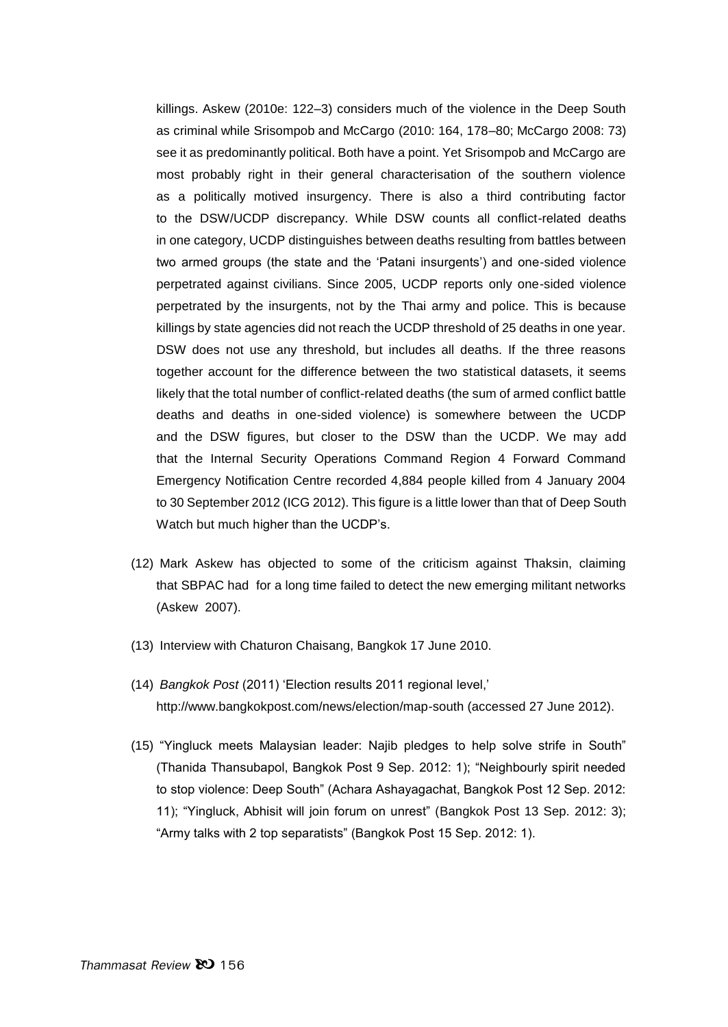killings. Askew (2010e: 122–3) considers much of the violence in the Deep South as criminal while Srisompob and McCargo (2010: 164, 178–80; McCargo 2008: 73) see it as predominantly political. Both have a point. Yet Srisompob and McCargo are most probably right in their general characterisation of the southern violence as a politically motived insurgency. There is also a third contributing factor to the DSW/UCDP discrepancy. While DSW counts all conflict-related deaths in one category, UCDP distinguishes between deaths resulting from battles between two armed groups (the state and the 'Patani insurgents') and one-sided violence perpetrated against civilians. Since 2005, UCDP reports only one-sided violence perpetrated by the insurgents, not by the Thai army and police. This is because killings by state agencies did not reach the UCDP threshold of 25 deaths in one year. DSW does not use any threshold, but includes all deaths. If the three reasons together account for the difference between the two statistical datasets, it seems likely that the total number of conflict-related deaths (the sum of armed conflict battle deaths and deaths in one-sided violence) is somewhere between the UCDP and the DSW figures, but closer to the DSW than the UCDP. We may add that the Internal Security Operations Command Region 4 Forward Command Emergency Notification Centre recorded 4,884 people killed from 4 January 2004 to 30 September 2012 (ICG 2012). This figure is a little lower than that of Deep South Watch but much higher than the UCDP's.

(12) Mark Askew has objected to some of the criticism against Thaksin, claiming that SBPAC had for a long time failed to detect the new emerging militant networks (Askew 2007).

(13) Interview with Chaturon Chaisang, Bangkok 17 June 2010.

(14) *Bangkok Post* (2011) 'Election results 2011 regional level,' http://www.bangkokpost.com/news/election/map-south (accessed 27 June 2012).

(15) "Yingluck meets Malaysian leader: Najib pledges to help solve strife in South" (Thanida Thansubapol, Bangkok Post 9 Sep. 2012: 1); "Neighbourly spirit needed to stop violence: Deep South" (Achara Ashayagachat, Bangkok Post 12 Sep. 2012: 11); "Yingluck, Abhisit will join forum on unrest" (Bangkok Post 13 Sep. 2012: 3); "Army talks with 2 top separatists" (Bangkok Post 15 Sep. 2012: 1).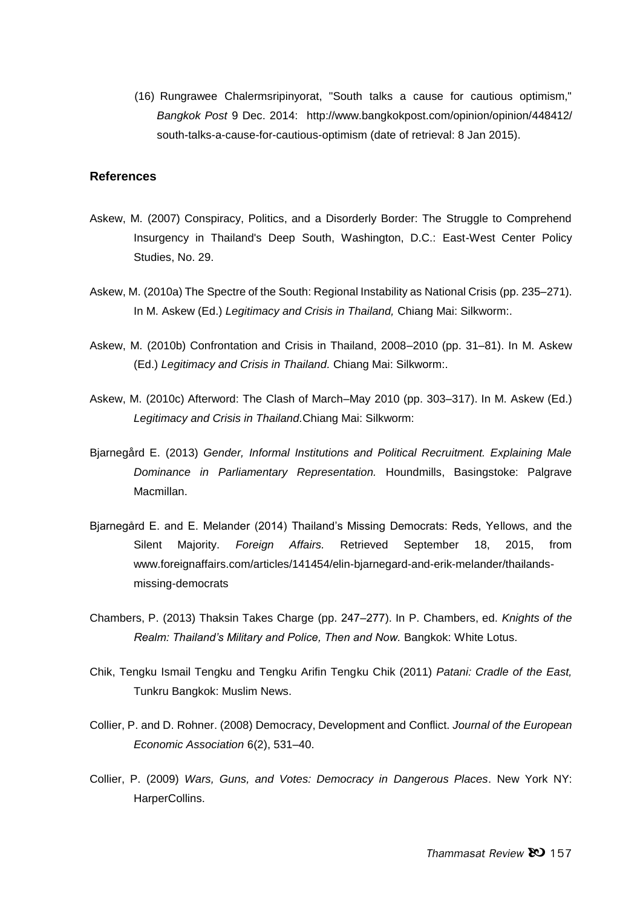(16) Rungrawee Chalermsripinyorat, "South talks a cause for cautious optimism," *Bangkok Post* 9 Dec. 2014: http://www.bangkokpost.com/opinion/opinion/448412/south-talks-a-cause-for-cautious-optimism (date of retrieval: 8 Jan 2015).

## References

Askew, M. (2007) Conspiracy, Politics, and a Disorderly Border: The Struggle to Comprehend Insurgency in Thailand's Deep South, Washington, D.C.: East-West Center Policy Studies, No. 29.

Askew, M. (2010a) The Spectre of the South: Regional Instability as National Crisis (pp. 235–271). In M. Askew (Ed.) *Legitimacy and Crisis in Thailand,* Chiang Mai: Silkworm:.

Askew, M. (2010b) Confrontation and Crisis in Thailand, 2008–2010 (pp. 31–81). In M. Askew (Ed.) *Legitimacy and Crisis in Thailand.* Chiang Mai: Silkworm:.

Askew, M. (2010c) Afterword: The Clash of March–May 2010 (pp. 303–317). In M. Askew (Ed.) *Legitimacy and Crisis in Thailand.*Chiang Mai: Silkworm:

Bjarnegård E. (2013) *Gender, Informal Institutions and Political Recruitment. Explaining Male Dominance in Parliamentary Representation.* Houndmills, Basingstoke: Palgrave Macmillan.

Bjarnegård E. and E. Melander (2014) Thailand's Missing Democrats: Reds, Yellows, and the Silent Majority. *Foreign Affairs.* Retrieved September 18, 2015, from www.foreignaffairs.com/articles/141454/elin-bjarnegard-and-erik-melander/thailands-missing-democrats

Chambers, P. (2013) Thaksin Takes Charge (pp. 247–277). In P. Chambers, ed. *Knights of the Realm: Thailand's Military and Police, Then and Now.* Bangkok: White Lotus.

Chik, Tengku Ismail Tengku and Tengku Arifin Tengku Chik (2011) *Patani: Cradle of the East,* Tunkru Bangkok: Muslim News.

Collier, P. and D. Rohner. (2008) Democracy, Development and Conflict. *Journal of the European Economic Association* 6(2), 531–40.

Collier, P. (2009) *Wars, Guns, and Votes: Democracy in Dangerous Places*. New York NY: HarperCollins.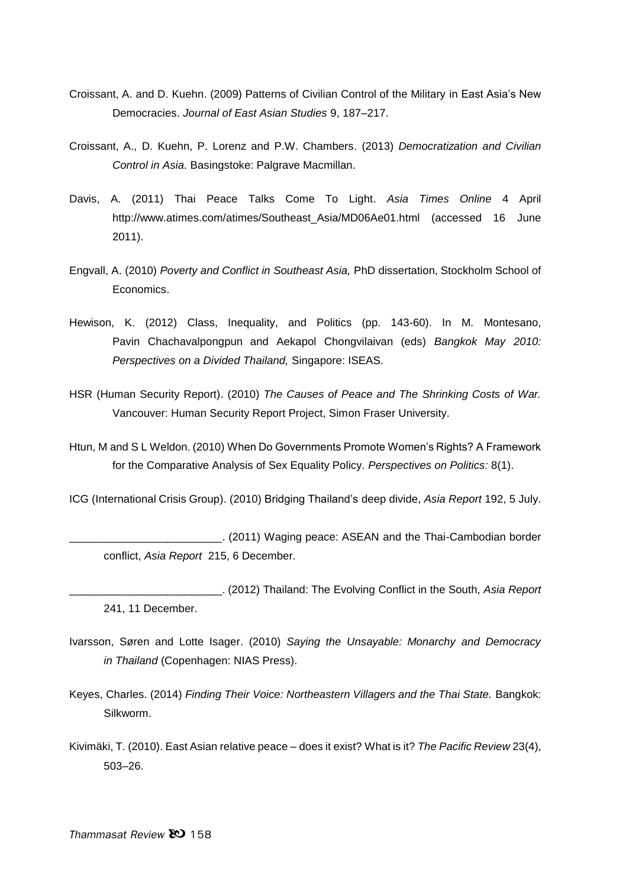Croissant, A. and D. Kuehn. (2009) Patterns of Civilian Control of the Military in East Asia's New Democracies. *Journal of East Asian Studies* 9, 187–217.

Croissant, A., D. Kuehn, P. Lorenz and P.W. Chambers. (2013) *Democratization and Civilian Control in Asia.* Basingstoke: Palgrave Macmillan.

Davis, A. (2011) Thai Peace Talks Come To Light. *Asia Times Online* 4 April http://www.atimes.com/atimes/Southeast_Asia/MD06Ae01.html (accessed 16 June 2011).

Engvall, A. (2010) *Poverty and Conflict in Southeast Asia,* PhD dissertation, Stockholm School of Economics.

Hewison, K. (2012) Class, Inequality, and Politics (pp. 143-60). In M. Montesano, Pavin Chachavalpongpun and Aekapol Chongvilaivan (eds) *Bangkok May 2010: Perspectives on a Divided Thailand,* Singapore: ISEAS.

HSR (Human Security Report). (2010) *The Causes of Peace and The Shrinking Costs of War.* Vancouver: Human Security Report Project, Simon Fraser University.

Htun, M and S L Weldon. (2010) When Do Governments Promote Women's Rights? A Framework for the Comparative Analysis of Sex Equality Policy. *Perspectives on Politics:* 8(1).

ICG (International Crisis Group). (2010) Bridging Thailand's deep divide, *Asia Report* 192, 5 July.

_________________________. (2011) Waging peace: ASEAN and the Thai-Cambodian border conflict, *Asia Report* 215, 6 December.

_________________________. (2012) Thailand: The Evolving Conflict in the South, *Asia Report* 241, 11 December.

Ivarsson, Søren and Lotte Isager. (2010) *Saying the Unsayable: Monarchy and Democracy in Thailand* (Copenhagen: NIAS Press).

Keyes, Charles. (2014) *Finding Their Voice: Northeastern Villagers and the Thai State.* Bangkok: Silkworm.

Kivimäki, T. (2010). East Asian relative peace – does it exist? What is it? *The Pacific Review* 23(4), 503–26.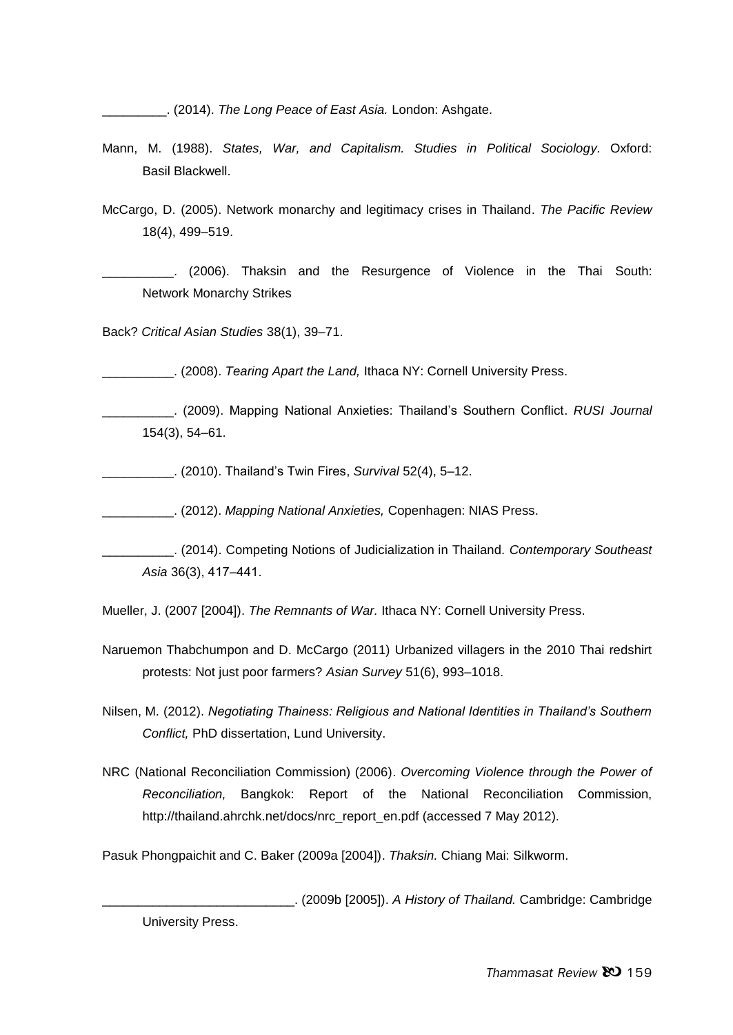_________. (2014). *The Long Peace of East Asia.* London: Ashgate.

Mann, M. (1988). *States, War, and Capitalism. Studies in Political Sociology*. Oxford: Basil Blackwell.

McCargo, D. (2005). Network monarchy and legitimacy crises in Thailand. *The Pacific Review* 18(4), 499–519.

__________. (2006). Thaksin and the Resurgence of Violence in the Thai South: Network Monarchy Strikes

Back? *Critical Asian Studies* 38(1), 39–71.

__________. (2008). *Tearing Apart the Land,* Ithaca NY: Cornell University Press.

__________. (2009). Mapping National Anxieties: Thailand's Southern Conflict. *RUSI Journal* 154(3), 54–61.

__________. (2010). Thailand's Twin Fires, *Survival* 52(4), 5–12.

__________. (2012). *Mapping National Anxieties,* Copenhagen: NIAS Press.

__________. (2014). Competing Notions of Judicialization in Thailand. *Contemporary Southeast Asia* 36(3), 417–441.

Mueller, J. (2007 [2004]). *The Remnants of War.* Ithaca NY: Cornell University Press.

Naruemon Thabchumpon and D. McCargo (2011) Urbanized villagers in the 2010 Thai redshirt protests: Not just poor farmers? *Asian Survey* 51(6), 993–1018.

Nilsen, M. (2012). *Negotiating Thainess: Religious and National Identities in Thailand's Southern Conflict,* PhD dissertation, Lund University.

NRC (National Reconciliation Commission) (2006). *Overcoming Violence through the Power of Reconciliation,* Bangkok: Report of the National Reconciliation Commission, http://thailand.ahrchk.net/docs/nrc_report_en.pdf (accessed 7 May 2012).

Pasuk Phongpaichit and C. Baker (2009a [2004]). *Thaksin.* Chiang Mai: Silkworm.

___________________________. (2009b [2005]). *A History of Thailand.* Cambridge: Cambridge University Press.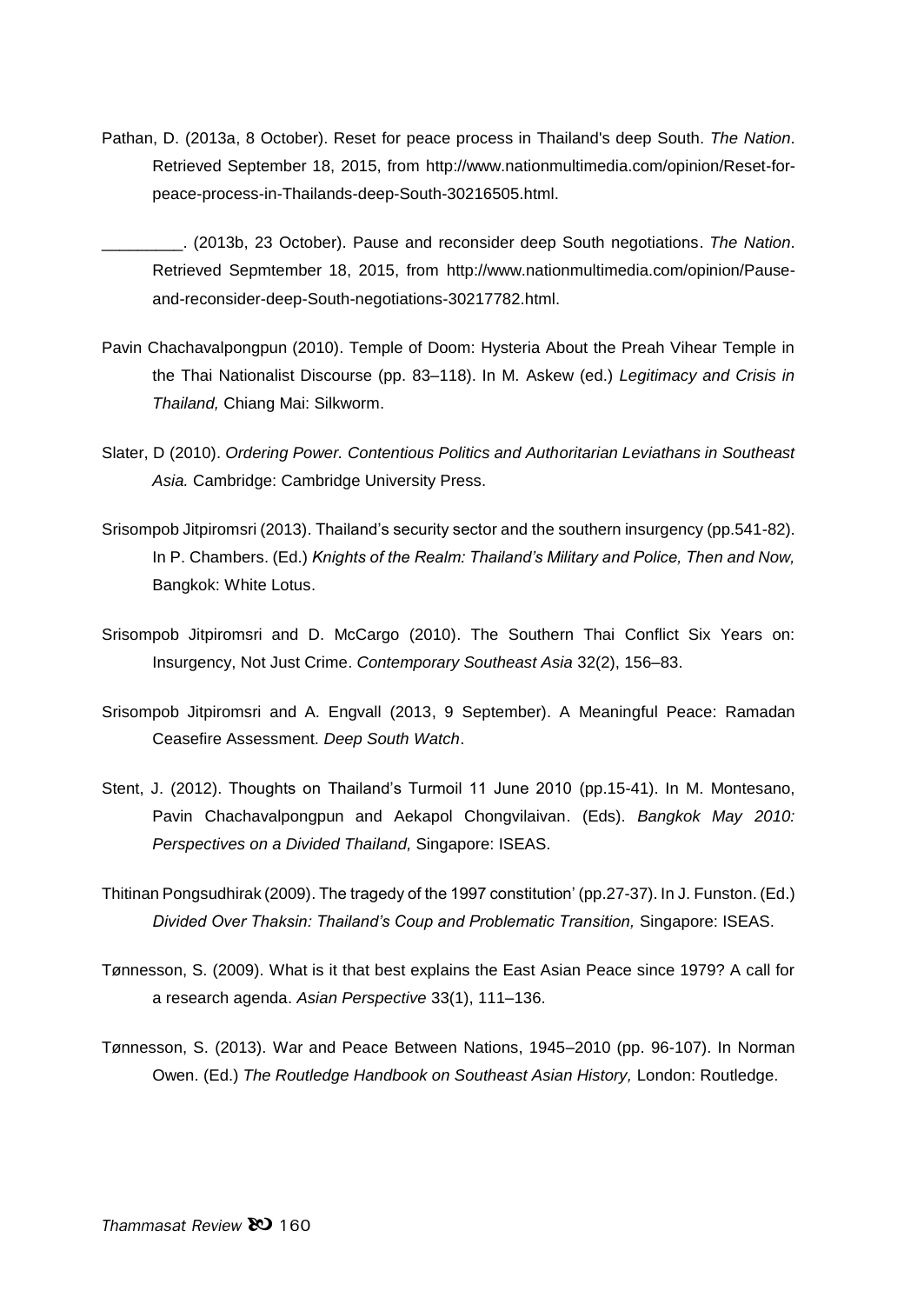Pathan, D. (2013a, 8 October). Reset for peace process in Thailand's deep South. *The Nation*. Retrieved September 18, 2015, from http://www.nationmultimedia.com/opinion/Reset-for-peace-process-in-Thailands-deep-South-30216505.html.

_________. (2013b, 23 October). Pause and reconsider deep South negotiations. *The Nation*. Retrieved Sepmtember 18, 2015, from http://www.nationmultimedia.com/opinion/Pause-and-reconsider-deep-South-negotiations-30217782.html.

Pavin Chachavalpongpun (2010). Temple of Doom: Hysteria About the Preah Vihear Temple in the Thai Nationalist Discourse (pp. 83–118). In M. Askew (ed.) *Legitimacy and Crisis in Thailand,* Chiang Mai: Silkworm.

Slater, D (2010). *Ordering Power. Contentious Politics and Authoritarian Leviathans in Southeast Asia.* Cambridge: Cambridge University Press.

Srisompob Jitpiromsri (2013). Thailand's security sector and the southern insurgency (pp.541-82). In P. Chambers. (Ed.) *Knights of the Realm: Thailand's Military and Police, Then and Now,* Bangkok: White Lotus.

Srisompob Jitpiromsri and D. McCargo (2010). The Southern Thai Conflict Six Years on: Insurgency, Not Just Crime. *Contemporary Southeast Asia* 32(2), 156–83.

Srisompob Jitpiromsri and A. Engvall (2013, 9 September). A Meaningful Peace: Ramadan Ceasefire Assessment. *Deep South Watch*.

Stent, J. (2012). Thoughts on Thailand's Turmoil 11 June 2010 (pp.15-41). In M. Montesano, Pavin Chachavalpongpun and Aekapol Chongvilaivan. (Eds). *Bangkok May 2010: Perspectives on a Divided Thailand,* Singapore: ISEAS.

Thitinan Pongsudhirak (2009). The tragedy of the 1997 constitution' (pp.27-37). In J. Funston. (Ed.) *Divided Over Thaksin: Thailand's Coup and Problematic Transition,* Singapore: ISEAS.

Tønnesson, S. (2009). What is it that best explains the East Asian Peace since 1979? A call for a research agenda. *Asian Perspective* 33(1), 111–136.

Tønnesson, S. (2013). War and Peace Between Nations, 1945–2010 (pp. 96-107). In Norman Owen. (Ed.) *The Routledge Handbook on Southeast Asian History,* London: Routledge.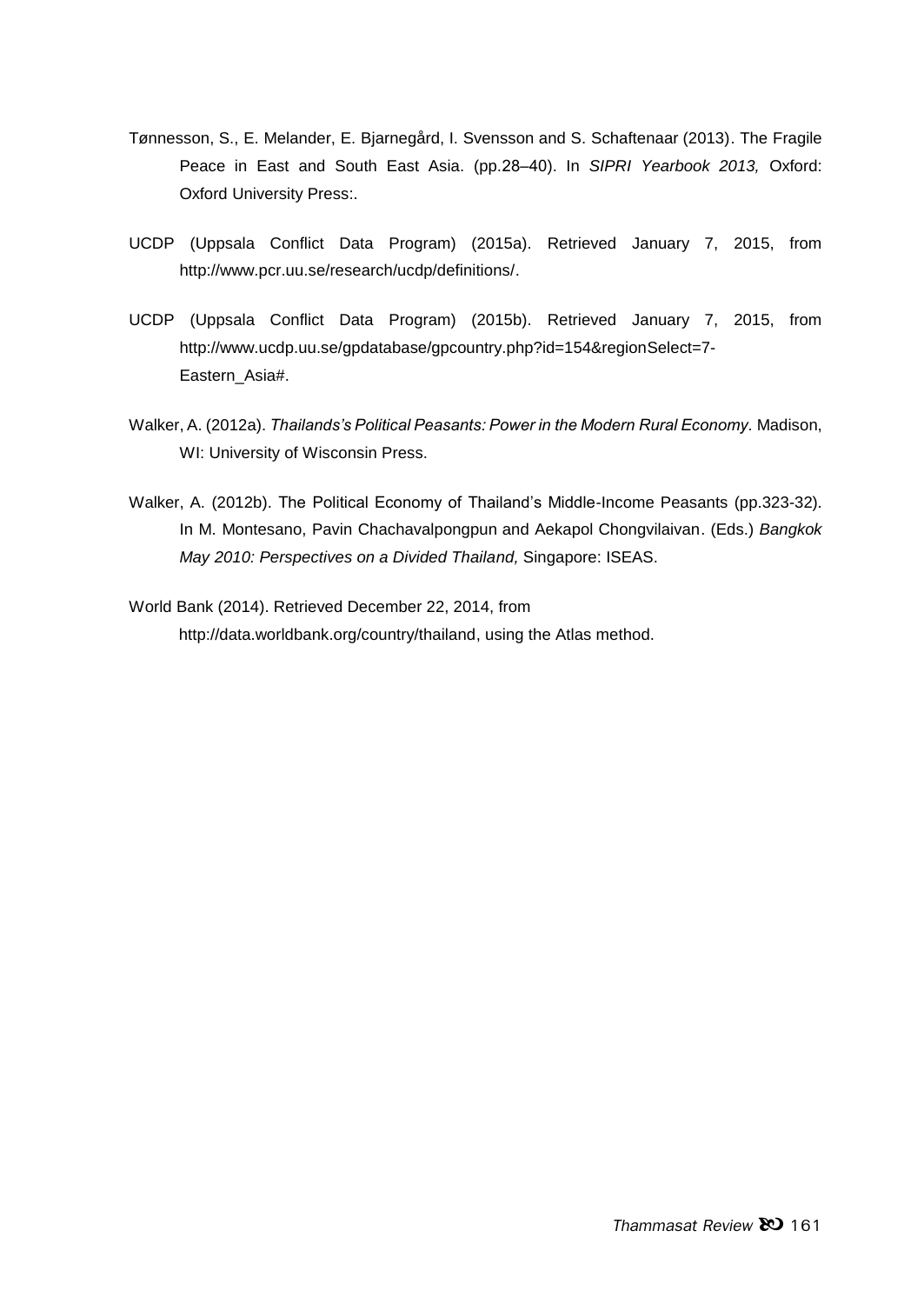Tønnesson, S., E. Melander, E. Bjarnegård, I. Svensson and S. Schaftenaar (2013). The Fragile Peace in East and South East Asia. (pp.28–40). In *SIPRI Yearbook 2013,* Oxford: Oxford University Press:.

UCDP (Uppsala Conflict Data Program) (2015a). Retrieved January 7, 2015, from http://www.pcr.uu.se/research/ucdp/definitions/.

UCDP (Uppsala Conflict Data Program) (2015b). Retrieved January 7, 2015, from http://www.ucdp.uu.se/gpdatabase/gpcountry.php?id=154&regionSelect=7-Eastern_Asia#.

Walker, A. (2012a). *Thailands's Political Peasants: Power in the Modern Rural Economy*. Madison, WI: University of Wisconsin Press.

Walker, A. (2012b). The Political Economy of Thailand's Middle-Income Peasants (pp.323-32). In M. Montesano, Pavin Chachavalpongpun and Aekapol Chongvilaivan. (Eds.) *Bangkok May 2010: Perspectives on a Divided Thailand,* Singapore: ISEAS.

World Bank (2014). Retrieved December 22, 2014, from http://data.worldbank.org/country/thailand, using the Atlas method.